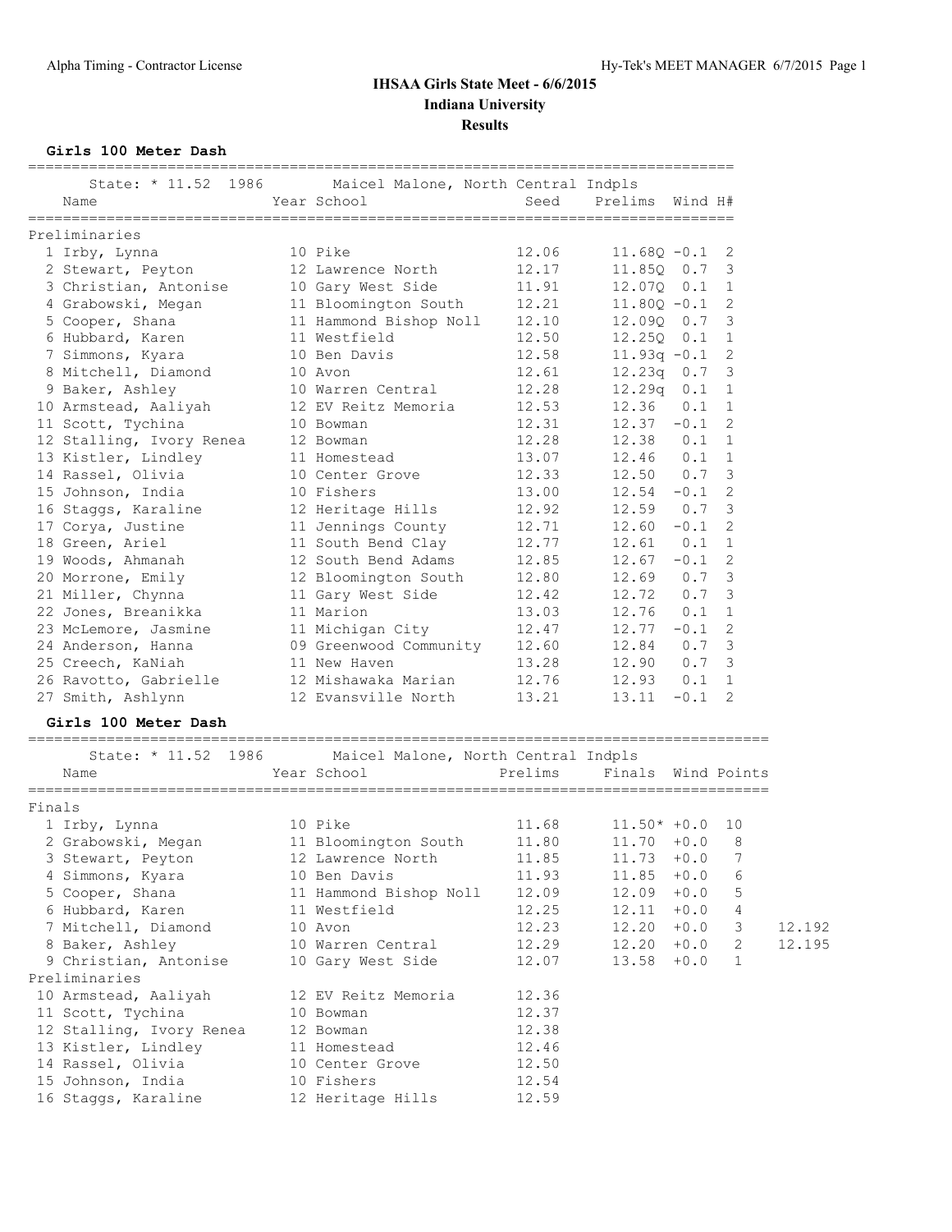# IHSAA Girls State Meet - 6/6/2015

## Indiana University

### Results

**Girls 100 Meter Dash**

State: * 11.52 1986 Maicel Malone, North Central Indpls

| | Name | Year | School | Seed | Prelims | Wind | H# |
|---|---|---|---|---|---|---|---|
| **Preliminaries** | | | | | | | |
| 1 | Irby, Lynna | 10 | Pike | 12.06 | 11.68Q | -0.1 | 2 |
| 2 | Stewart, Peyton | 12 | Lawrence North | 12.17 | 11.85Q | 0.7 | 3 |
| 3 | Christian, Antonise | 10 | Gary West Side | 11.91 | 12.07Q | 0.1 | 1 |
| 4 | Grabowski, Megan | 11 | Bloomington South | 12.21 | 11.80Q | -0.1 | 2 |
| 5 | Cooper, Shana | 11 | Hammond Bishop Noll | 12.10 | 12.09Q | 0.7 | 3 |
| 6 | Hubbard, Karen | 11 | Westfield | 12.50 | 12.25Q | 0.1 | 1 |
| 7 | Simmons, Kyara | 10 | Ben Davis | 12.58 | 11.93q | -0.1 | 2 |
| 8 | Mitchell, Diamond | 10 | Avon | 12.61 | 12.23q | 0.7 | 3 |
| 9 | Baker, Ashley | 10 | Warren Central | 12.28 | 12.29q | 0.1 | 1 |
| 10 | Armstead, Aaliyah | 12 | EV Reitz Memoria | 12.53 | 12.36 | 0.1 | 1 |
| 11 | Scott, Tychina | 10 | Bowman | 12.31 | 12.37 | -0.1 | 2 |
| 12 | Stalling, Ivory Renea | 12 | Bowman | 12.28 | 12.38 | 0.1 | 1 |
| 13 | Kistler, Lindley | 11 | Homestead | 13.07 | 12.46 | 0.1 | 1 |
| 14 | Rassel, Olivia | 10 | Center Grove | 12.33 | 12.50 | 0.7 | 3 |
| 15 | Johnson, India | 10 | Fishers | 13.00 | 12.54 | -0.1 | 2 |
| 16 | Staggs, Karaline | 12 | Heritage Hills | 12.92 | 12.59 | 0.7 | 3 |
| 17 | Corya, Justine | 11 | Jennings County | 12.71 | 12.60 | -0.1 | 2 |
| 18 | Green, Ariel | 11 | South Bend Clay | 12.77 | 12.61 | 0.1 | 1 |
| 19 | Woods, Ahmanah | 12 | South Bend Adams | 12.85 | 12.67 | -0.1 | 2 |
| 20 | Morrone, Emily | 12 | Bloomington South | 12.80 | 12.69 | 0.7 | 3 |
| 21 | Miller, Chynna | 11 | Gary West Side | 12.42 | 12.72 | 0.7 | 3 |
| 22 | Jones, Breanikka | 11 | Marion | 13.03 | 12.76 | 0.1 | 1 |
| 23 | McLemore, Jasmine | 11 | Michigan City | 12.47 | 12.77 | -0.1 | 2 |
| 24 | Anderson, Hanna | 09 | Greenwood Community | 12.60 | 12.84 | 0.7 | 3 |
| 25 | Creech, KaNiah | 11 | New Haven | 13.28 | 12.90 | 0.7 | 3 |
| 26 | Ravotto, Gabrielle | 12 | Mishawaka Marian | 12.76 | 12.93 | 0.1 | 1 |
| 27 | Smith, Ashlynn | 12 | Evansville North | 13.21 | 13.11 | -0.1 | 2 |

**Girls 100 Meter Dash**

State: * 11.52 1986 Maicel Malone, North Central Indpls

| | Name | Year | School | Prelims | Finals | Wind | Points | |
|---|---|---|---|---|---|---|---|---|
| **Finals** | | | | | | | | |
| 1 | Irby, Lynna | 10 | Pike | 11.68 | 11.50* | +0.0 | 10 | |
| 2 | Grabowski, Megan | 11 | Bloomington South | 11.80 | 11.70 | +0.0 | 8 | |
| 3 | Stewart, Peyton | 12 | Lawrence North | 11.85 | 11.73 | +0.0 | 7 | |
| 4 | Simmons, Kyara | 10 | Ben Davis | 11.93 | 11.85 | +0.0 | 6 | |
| 5 | Cooper, Shana | 11 | Hammond Bishop Noll | 12.09 | 12.09 | +0.0 | 5 | |
| 6 | Hubbard, Karen | 11 | Westfield | 12.25 | 12.11 | +0.0 | 4 | |
| 7 | Mitchell, Diamond | 10 | Avon | 12.23 | 12.20 | +0.0 | 3 | 12.192 |
| 8 | Baker, Ashley | 10 | Warren Central | 12.29 | 12.20 | +0.0 | 2 | 12.195 |
| 9 | Christian, Antonise | 10 | Gary West Side | 12.07 | 13.58 | +0.0 | 1 | |
| **Preliminaries** | | | | | | | | |
| 10 | Armstead, Aaliyah | 12 | EV Reitz Memoria | 12.36 | | | | |
| 11 | Scott, Tychina | 10 | Bowman | 12.37 | | | | |
| 12 | Stalling, Ivory Renea | 12 | Bowman | 12.38 | | | | |
| 13 | Kistler, Lindley | 11 | Homestead | 12.46 | | | | |
| 14 | Rassel, Olivia | 10 | Center Grove | 12.50 | | | | |
| 15 | Johnson, India | 10 | Fishers | 12.54 | | | | |
| 16 | Staggs, Karaline | 12 | Heritage Hills | 12.59 | | | | |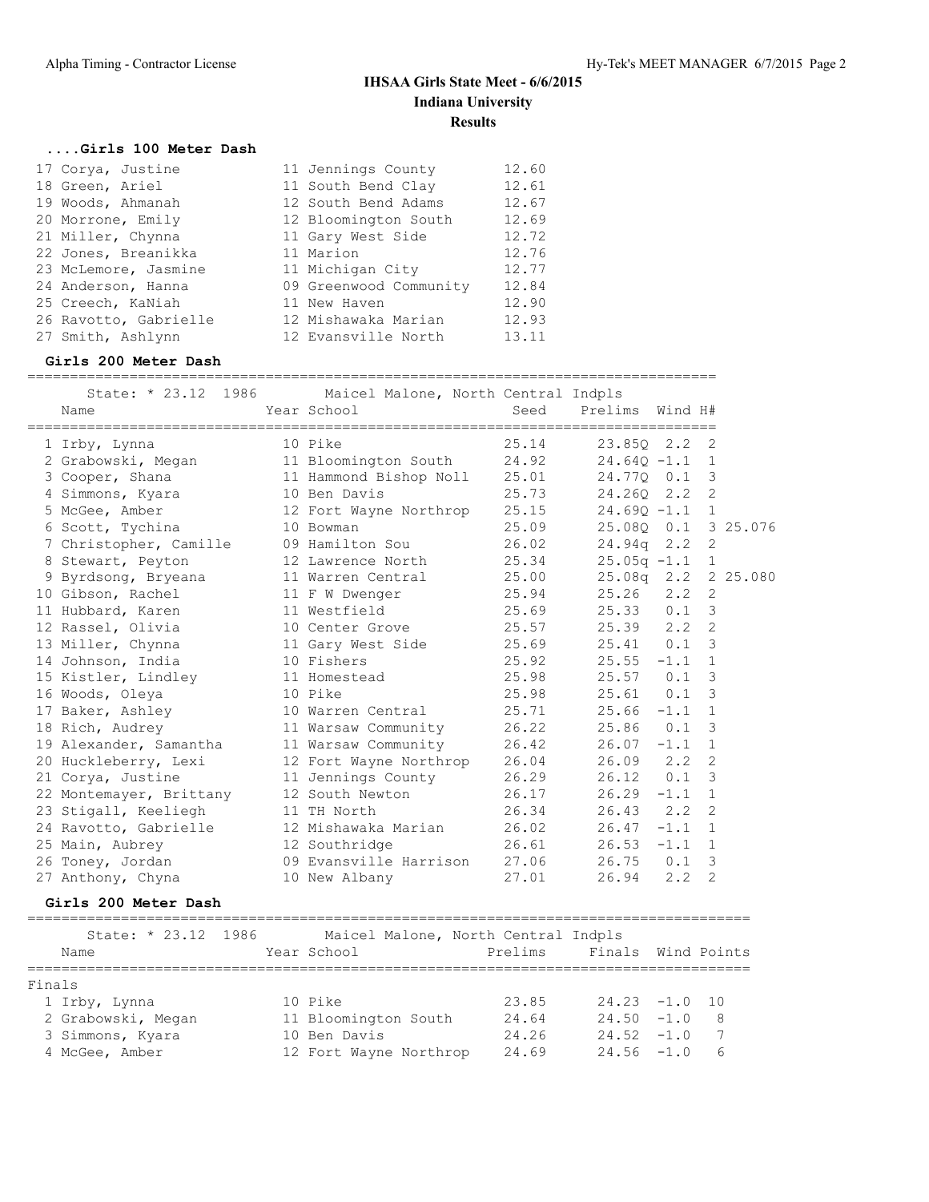# IHSAA Girls State Meet - 6/6/2015

## Indiana University

### Results

#### ....Girls 100 Meter Dash

| Place | Name | Year | School | Time |
|---|---|---|---|---|
| 17 | Corya, Justine | 11 | Jennings County | 12.60 |
| 18 | Green, Ariel | 11 | South Bend Clay | 12.61 |
| 19 | Woods, Ahmanah | 12 | South Bend Adams | 12.67 |
| 20 | Morrone, Emily | 12 | Bloomington South | 12.69 |
| 21 | Miller, Chynna | 11 | Gary West Side | 12.72 |
| 22 | Jones, Breanikka | 11 | Marion | 12.76 |
| 23 | McLemore, Jasmine | 11 | Michigan City | 12.77 |
| 24 | Anderson, Hanna | 09 | Greenwood Community | 12.84 |
| 25 | Creech, KaNiah | 11 | New Haven | 12.90 |
| 26 | Ravotto, Gabrielle | 12 | Mishawaka Marian | 12.93 |
| 27 | Smith, Ashlynn | 12 | Evansville North | 13.11 |

#### Girls 200 Meter Dash

State: * 23.12 1986 Maicel Malone, North Central Indpls

| Place | Name | Year | School | Seed | Prelims | Wind | H# | |
|---|---|---|---|---|---|---|---|---|
| 1 | Irby, Lynna | 10 | Pike | 25.14 | 23.85Q | 2.2 | 2 | |
| 2 | Grabowski, Megan | 11 | Bloomington South | 24.92 | 24.64Q | -1.1 | 1 | |
| 3 | Cooper, Shana | 11 | Hammond Bishop Noll | 25.01 | 24.77Q | 0.1 | 3 | |
| 4 | Simmons, Kyara | 10 | Ben Davis | 25.73 | 24.26Q | 2.2 | 2 | |
| 5 | McGee, Amber | 12 | Fort Wayne Northrop | 25.15 | 24.69Q | -1.1 | 1 | |
| 6 | Scott, Tychina | 10 | Bowman | 25.09 | 25.08Q | 0.1 | 3 | 25.076 |
| 7 | Christopher, Camille | 09 | Hamilton Sou | 26.02 | 24.94q | 2.2 | 2 | |
| 8 | Stewart, Peyton | 12 | Lawrence North | 25.34 | 25.05q | -1.1 | 1 | |
| 9 | Byrdsong, Bryeana | 11 | Warren Central | 25.00 | 25.08q | 2.2 | 2 | 25.080 |
| 10 | Gibson, Rachel | 11 | F W Dwenger | 25.94 | 25.26 | 2.2 | 2 | |
| 11 | Hubbard, Karen | 11 | Westfield | 25.69 | 25.33 | 0.1 | 3 | |
| 12 | Rassel, Olivia | 10 | Center Grove | 25.57 | 25.39 | 2.2 | 2 | |
| 13 | Miller, Chynna | 11 | Gary West Side | 25.69 | 25.41 | 0.1 | 3 | |
| 14 | Johnson, India | 10 | Fishers | 25.92 | 25.55 | -1.1 | 1 | |
| 15 | Kistler, Lindley | 11 | Homestead | 25.98 | 25.57 | 0.1 | 3 | |
| 16 | Woods, Oleya | 10 | Pike | 25.98 | 25.61 | 0.1 | 3 | |
| 17 | Baker, Ashley | 10 | Warren Central | 25.71 | 25.66 | -1.1 | 1 | |
| 18 | Rich, Audrey | 11 | Warsaw Community | 26.22 | 25.86 | 0.1 | 3 | |
| 19 | Alexander, Samantha | 11 | Warsaw Community | 26.42 | 26.07 | -1.1 | 1 | |
| 20 | Huckleberry, Lexi | 12 | Fort Wayne Northrop | 26.04 | 26.09 | 2.2 | 2 | |
| 21 | Corya, Justine | 11 | Jennings County | 26.29 | 26.12 | 0.1 | 3 | |
| 22 | Montemayer, Brittany | 12 | South Newton | 26.17 | 26.29 | -1.1 | 1 | |
| 23 | Stigall, Keeliegh | 11 | TH North | 26.34 | 26.43 | 2.2 | 2 | |
| 24 | Ravotto, Gabrielle | 12 | Mishawaka Marian | 26.02 | 26.47 | -1.1 | 1 | |
| 25 | Main, Aubrey | 12 | Southridge | 26.61 | 26.53 | -1.1 | 1 | |
| 26 | Toney, Jordan | 09 | Evansville Harrison | 27.06 | 26.75 | 0.1 | 3 | |
| 27 | Anthony, Chyna | 10 | New Albany | 27.01 | 26.94 | 2.2 | 2 | |

#### Girls 200 Meter Dash

State: * 23.12 1986 Maicel Malone, North Central Indpls

Finals

| Place | Name | Year | School | Prelims | Finals | Wind | Points |
|---|---|---|---|---|---|---|---|
| 1 | Irby, Lynna | 10 | Pike | 23.85 | 24.23 | -1.0 | 10 |
| 2 | Grabowski, Megan | 11 | Bloomington South | 24.64 | 24.50 | -1.0 | 8 |
| 3 | Simmons, Kyara | 10 | Ben Davis | 24.26 | 24.52 | -1.0 | 7 |
| 4 | McGee, Amber | 12 | Fort Wayne Northrop | 24.69 | 24.56 | -1.0 | 6 |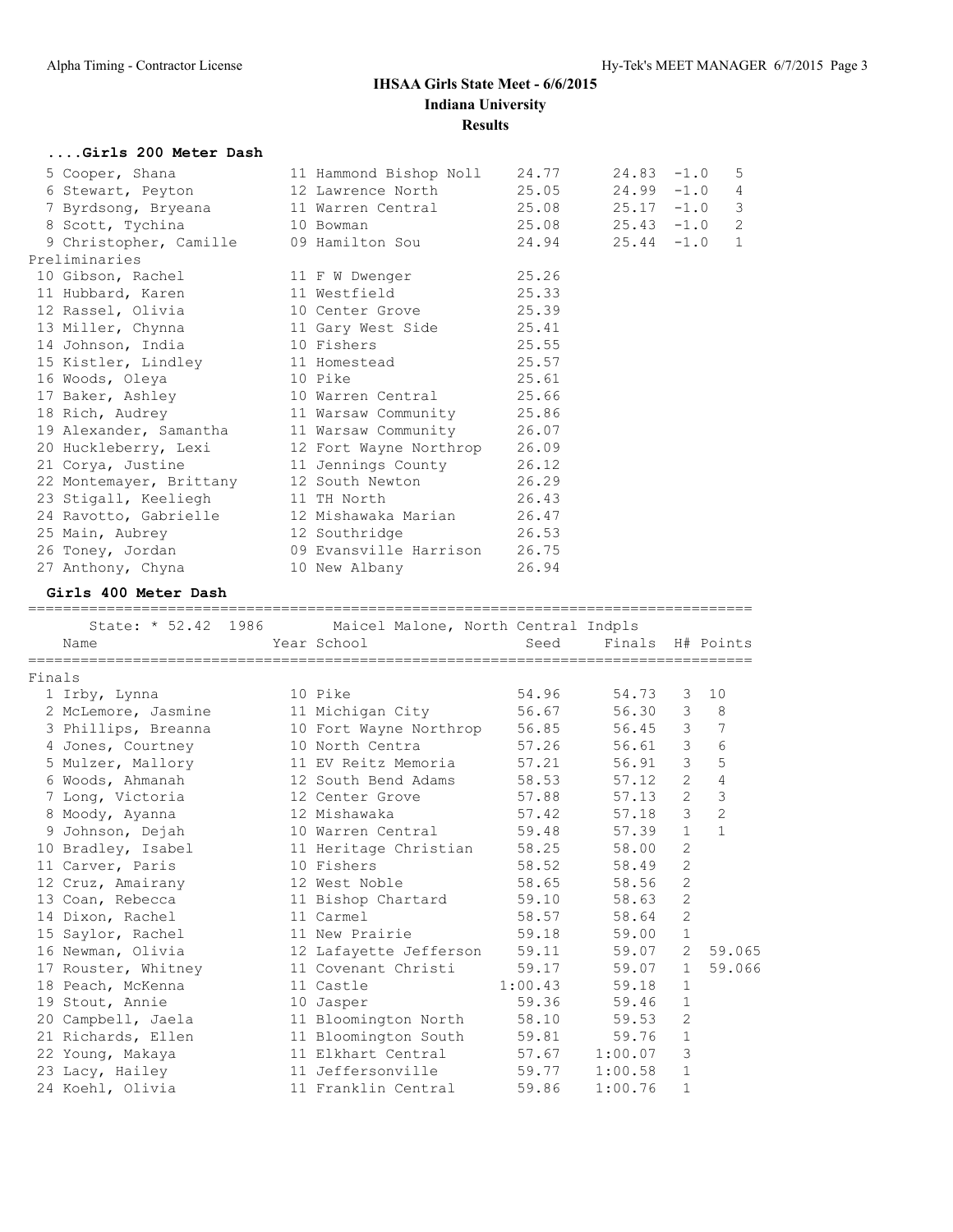## IHSAA Girls State Meet - 6/6/2015

**Indiana University**

**Results**

### ....Girls 200 Meter Dash

| Place | Name | Year | School | Seed | Finals | Wind | Points |
|---|---|---|---|---|---|---|---|
| 5 | Cooper, Shana | 11 | Hammond Bishop Noll | 24.77 | 24.83 | -1.0 | 5 |
| 6 | Stewart, Peyton | 12 | Lawrence North | 25.05 | 24.99 | -1.0 | 4 |
| 7 | Byrdsong, Bryeana | 11 | Warren Central | 25.08 | 25.17 | -1.0 | 3 |
| 8 | Scott, Tychina | 10 | Bowman | 25.08 | 25.43 | -1.0 | 2 |
| 9 | Christopher, Camille | 09 | Hamilton Sou | 24.94 | 25.44 | -1.0 | 1 |

Preliminaries

| Place | Name | Year | School | Prelims |
|---|---|---|---|---|
| 10 | Gibson, Rachel | 11 | F W Dwenger | 25.26 |
| 11 | Hubbard, Karen | 11 | Westfield | 25.33 |
| 12 | Rassel, Olivia | 10 | Center Grove | 25.39 |
| 13 | Miller, Chynna | 11 | Gary West Side | 25.41 |
| 14 | Johnson, India | 10 | Fishers | 25.55 |
| 15 | Kistler, Lindley | 11 | Homestead | 25.57 |
| 16 | Woods, Oleya | 10 | Pike | 25.61 |
| 17 | Baker, Ashley | 10 | Warren Central | 25.66 |
| 18 | Rich, Audrey | 11 | Warsaw Community | 25.86 |
| 19 | Alexander, Samantha | 11 | Warsaw Community | 26.07 |
| 20 | Huckleberry, Lexi | 12 | Fort Wayne Northrop | 26.09 |
| 21 | Corya, Justine | 11 | Jennings County | 26.12 |
| 22 | Montemayer, Brittany | 12 | South Newton | 26.29 |
| 23 | Stigall, Keeliegh | 11 | TH North | 26.43 |
| 24 | Ravotto, Gabrielle | 12 | Mishawaka Marian | 26.47 |
| 25 | Main, Aubrey | 12 | Southridge | 26.53 |
| 26 | Toney, Jordan | 09 | Evansville Harrison | 26.75 |
| 27 | Anthony, Chyna | 10 | New Albany | 26.94 |

### Girls 400 Meter Dash

State: * 52.42 1986 Maicel Malone, North Central Indpls

Finals

| Place | Name | Year | School | Seed | Finals | H# | Points |
|---|---|---|---|---|---|---|---|
| 1 | Irby, Lynna | 10 | Pike | 54.96 | 54.73 | 3 | 10 |
| 2 | McLemore, Jasmine | 11 | Michigan City | 56.67 | 56.30 | 3 | 8 |
| 3 | Phillips, Breanna | 10 | Fort Wayne Northrop | 56.85 | 56.45 | 3 | 7 |
| 4 | Jones, Courtney | 10 | North Centra | 57.26 | 56.61 | 3 | 6 |
| 5 | Mulzer, Mallory | 11 | EV Reitz Memoria | 57.21 | 56.91 | 3 | 5 |
| 6 | Woods, Ahmanah | 12 | South Bend Adams | 58.53 | 57.12 | 2 | 4 |
| 7 | Long, Victoria | 12 | Center Grove | 57.88 | 57.13 | 2 | 3 |
| 8 | Moody, Ayanna | 12 | Mishawaka | 57.42 | 57.18 | 3 | 2 |
| 9 | Johnson, Dejah | 10 | Warren Central | 59.48 | 57.39 | 1 | 1 |
| 10 | Bradley, Isabel | 11 | Heritage Christian | 58.25 | 58.00 | 2 | |
| 11 | Carver, Paris | 10 | Fishers | 58.52 | 58.49 | 2 | |
| 12 | Cruz, Amairany | 12 | West Noble | 58.65 | 58.56 | 2 | |
| 13 | Coan, Rebecca | 11 | Bishop Chartard | 59.10 | 58.63 | 2 | |
| 14 | Dixon, Rachel | 11 | Carmel | 58.57 | 58.64 | 2 | |
| 15 | Saylor, Rachel | 11 | New Prairie | 59.18 | 59.00 | 1 | |
| 16 | Newman, Olivia | 12 | Lafayette Jefferson | 59.11 | 59.07 | 2 | 59.065 |
| 17 | Rouster, Whitney | 11 | Covenant Christi | 59.17 | 59.07 | 1 | 59.066 |
| 18 | Peach, McKenna | 11 | Castle | 1:00.43 | 59.18 | 1 | |
| 19 | Stout, Annie | 10 | Jasper | 59.36 | 59.46 | 1 | |
| 20 | Campbell, Jaela | 11 | Bloomington North | 58.10 | 59.53 | 2 | |
| 21 | Richards, Ellen | 11 | Bloomington South | 59.81 | 59.76 | 1 | |
| 22 | Young, Makaya | 11 | Elkhart Central | 57.67 | 1:00.07 | 3 | |
| 23 | Lacy, Hailey | 11 | Jeffersonville | 59.77 | 1:00.58 | 1 | |
| 24 | Koehl, Olivia | 11 | Franklin Central | 59.86 | 1:00.76 | 1 | |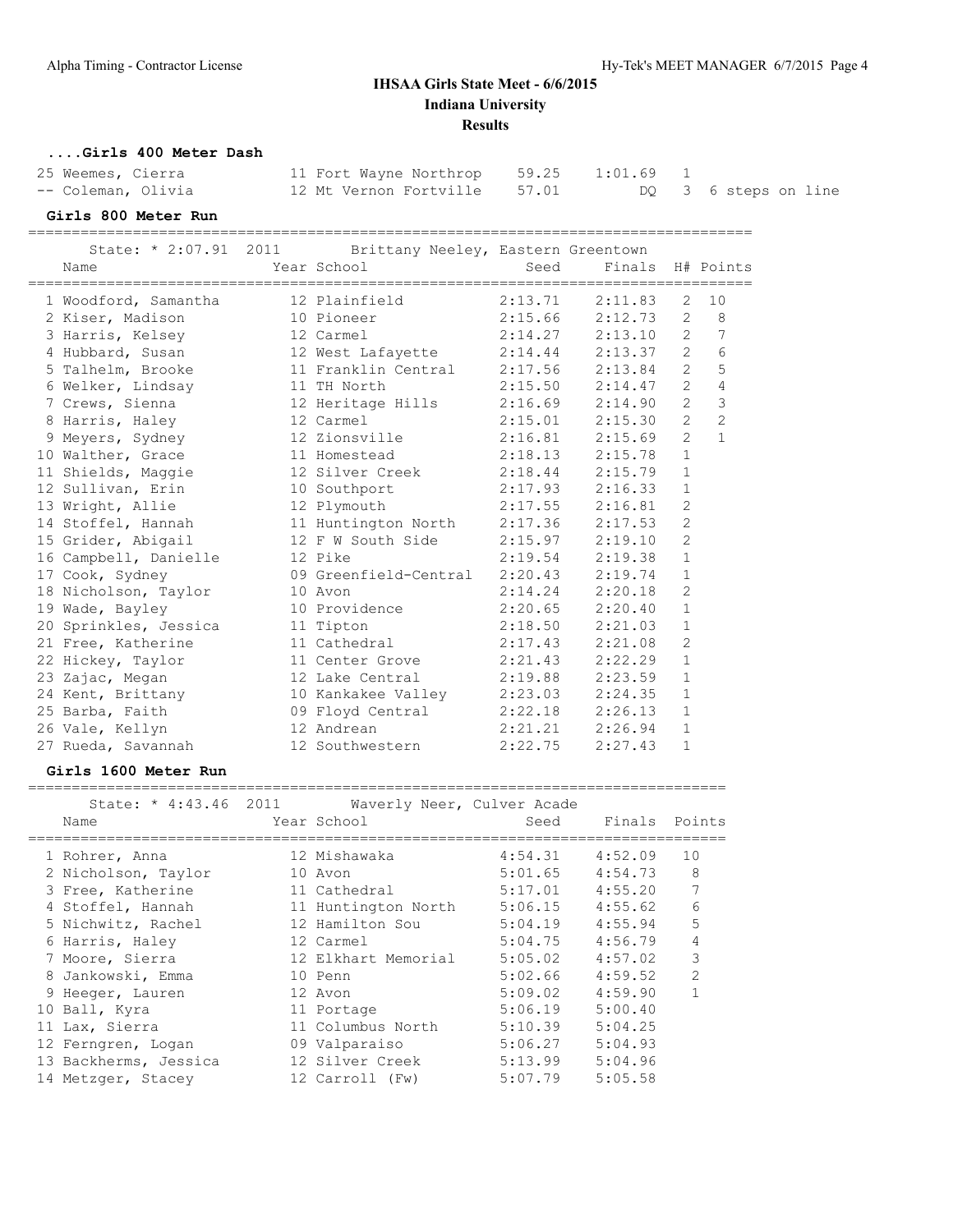# IHSAA Girls State Meet - 6/6/2015

## Indiana University

### Results

#### ....Girls 400 Meter Dash

| Place | Name | Year | School | Seed | Finals | H# | Notes |
|---|---|---|---|---|---|---|---|
| 25 | Weemes, Cierra | 11 | Fort Wayne Northrop | 59.25 | 1:01.69 | 1 | |
| -- | Coleman, Olivia | 12 | Mt Vernon Fortville | 57.01 | DQ | 3 | 6 steps on line |

#### Girls 800 Meter Run

State: * 2:07.91 2011 Brittany Neeley, Eastern Greentown

| Place | Name | Year | School | Seed | Finals | H# | Points |
|---|---|---|---|---|---|---|---|
| 1 | Woodford, Samantha | 12 | Plainfield | 2:13.71 | 2:11.83 | 2 | 10 |
| 2 | Kiser, Madison | 10 | Pioneer | 2:15.66 | 2:12.73 | 2 | 8 |
| 3 | Harris, Kelsey | 12 | Carmel | 2:14.27 | 2:13.10 | 2 | 7 |
| 4 | Hubbard, Susan | 12 | West Lafayette | 2:14.44 | 2:13.37 | 2 | 6 |
| 5 | Talhelm, Brooke | 11 | Franklin Central | 2:17.56 | 2:13.84 | 2 | 5 |
| 6 | Welker, Lindsay | 11 | TH North | 2:15.50 | 2:14.47 | 2 | 4 |
| 7 | Crews, Sienna | 12 | Heritage Hills | 2:16.69 | 2:14.90 | 2 | 3 |
| 8 | Harris, Haley | 12 | Carmel | 2:15.01 | 2:15.30 | 2 | 2 |
| 9 | Meyers, Sydney | 12 | Zionsville | 2:16.81 | 2:15.69 | 2 | 1 |
| 10 | Walther, Grace | 11 | Homestead | 2:18.13 | 2:15.78 | 1 | |
| 11 | Shields, Maggie | 12 | Silver Creek | 2:18.44 | 2:15.79 | 1 | |
| 12 | Sullivan, Erin | 10 | Southport | 2:17.93 | 2:16.33 | 1 | |
| 13 | Wright, Allie | 12 | Plymouth | 2:17.55 | 2:16.81 | 2 | |
| 14 | Stoffel, Hannah | 11 | Huntington North | 2:17.36 | 2:17.53 | 2 | |
| 15 | Grider, Abigail | 12 | F W South Side | 2:15.97 | 2:19.10 | 2 | |
| 16 | Campbell, Danielle | 12 | Pike | 2:19.54 | 2:19.38 | 1 | |
| 17 | Cook, Sydney | 09 | Greenfield-Central | 2:20.43 | 2:19.74 | 1 | |
| 18 | Nicholson, Taylor | 10 | Avon | 2:14.24 | 2:20.18 | 2 | |
| 19 | Wade, Bayley | 10 | Providence | 2:20.65 | 2:20.40 | 1 | |
| 20 | Sprinkles, Jessica | 11 | Tipton | 2:18.50 | 2:21.03 | 1 | |
| 21 | Free, Katherine | 11 | Cathedral | 2:17.43 | 2:21.08 | 2 | |
| 22 | Hickey, Taylor | 11 | Center Grove | 2:21.43 | 2:22.29 | 1 | |
| 23 | Zajac, Megan | 12 | Lake Central | 2:19.88 | 2:23.59 | 1 | |
| 24 | Kent, Brittany | 10 | Kankakee Valley | 2:23.03 | 2:24.35 | 1 | |
| 25 | Barba, Faith | 09 | Floyd Central | 2:22.18 | 2:26.13 | 1 | |
| 26 | Vale, Kellyn | 12 | Andrean | 2:21.21 | 2:26.94 | 1 | |
| 27 | Rueda, Savannah | 12 | Southwestern | 2:22.75 | 2:27.43 | 1 | |

#### Girls 1600 Meter Run

State: * 4:43.46 2011 Waverly Neer, Culver Acade

| Place | Name | Year | School | Seed | Finals | Points |
|---|---|---|---|---|---|---|
| 1 | Rohrer, Anna | 12 | Mishawaka | 4:54.31 | 4:52.09 | 10 |
| 2 | Nicholson, Taylor | 10 | Avon | 5:01.65 | 4:54.73 | 8 |
| 3 | Free, Katherine | 11 | Cathedral | 5:17.01 | 4:55.20 | 7 |
| 4 | Stoffel, Hannah | 11 | Huntington North | 5:06.15 | 4:55.62 | 6 |
| 5 | Nichwitz, Rachel | 12 | Hamilton Sou | 5:04.19 | 4:55.94 | 5 |
| 6 | Harris, Haley | 12 | Carmel | 5:04.75 | 4:56.79 | 4 |
| 7 | Moore, Sierra | 12 | Elkhart Memorial | 5:05.02 | 4:57.02 | 3 |
| 8 | Jankowski, Emma | 10 | Penn | 5:02.66 | 4:59.52 | 2 |
| 9 | Heeger, Lauren | 12 | Avon | 5:09.02 | 4:59.90 | 1 |
| 10 | Ball, Kyra | 11 | Portage | 5:06.19 | 5:00.40 | |
| 11 | Lax, Sierra | 11 | Columbus North | 5:10.39 | 5:04.25 | |
| 12 | Ferngren, Logan | 09 | Valparaiso | 5:06.27 | 5:04.93 | |
| 13 | Backherms, Jessica | 12 | Silver Creek | 5:13.99 | 5:04.96 | |
| 14 | Metzger, Stacey | 12 | Carroll (Fw) | 5:07.79 | 5:05.58 | |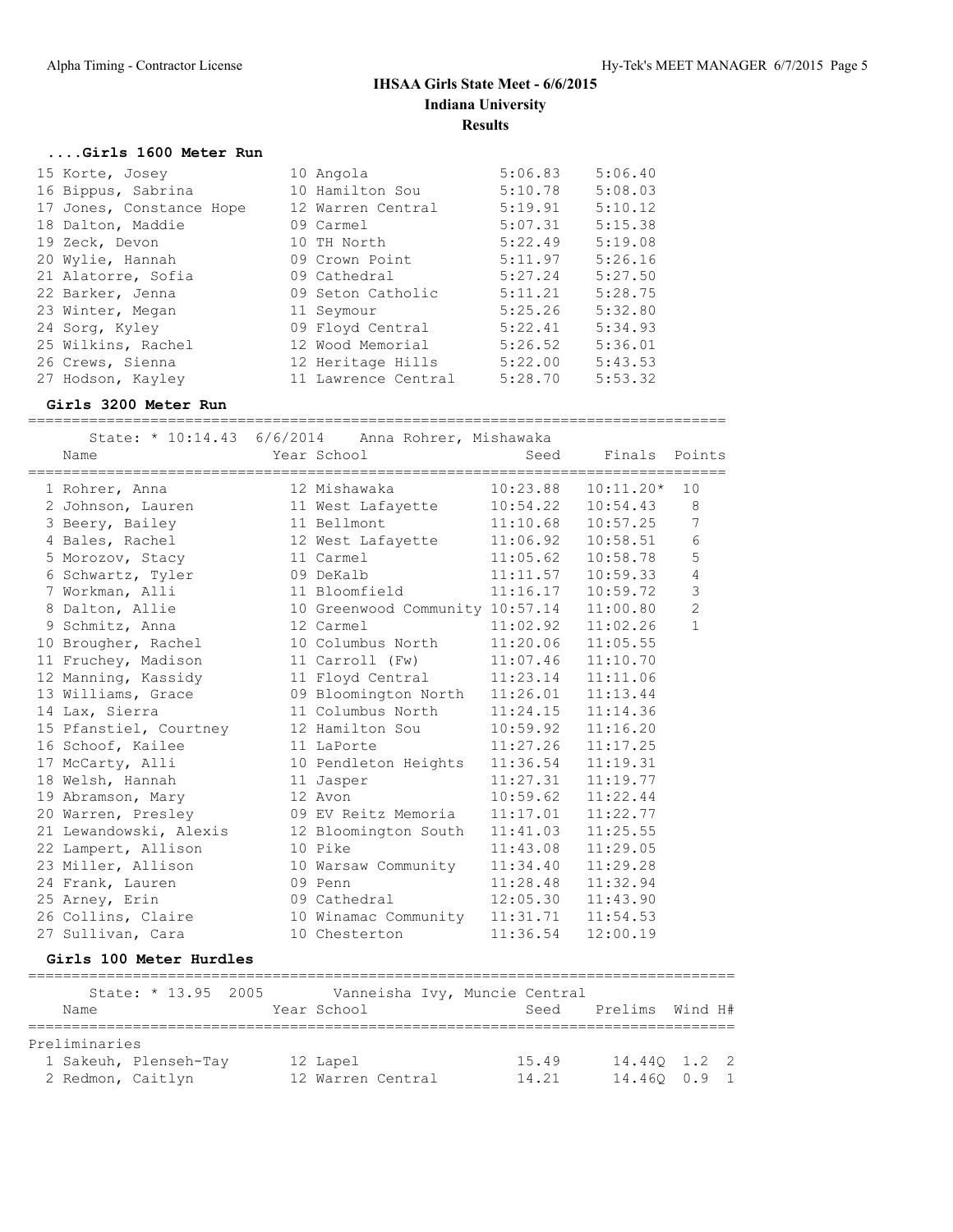# IHSAA Girls State Meet - 6/6/2015

**Indiana University**

**Results**

### ....Girls 1600 Meter Run

| Place | Name | Year | School | Seed | Finals |
|---|---|---|---|---|---|
| 15 | Korte, Josey | 10 | Angola | 5:06.83 | 5:06.40 |
| 16 | Bippus, Sabrina | 10 | Hamilton Sou | 5:10.78 | 5:08.03 |
| 17 | Jones, Constance Hope | 12 | Warren Central | 5:19.91 | 5:10.12 |
| 18 | Dalton, Maddie | 09 | Carmel | 5:07.31 | 5:15.38 |
| 19 | Zeck, Devon | 10 | TH North | 5:22.49 | 5:19.08 |
| 20 | Wylie, Hannah | 09 | Crown Point | 5:11.97 | 5:26.16 |
| 21 | Alatorre, Sofia | 09 | Cathedral | 5:27.24 | 5:27.50 |
| 22 | Barker, Jenna | 09 | Seton Catholic | 5:11.21 | 5:28.75 |
| 23 | Winter, Megan | 11 | Seymour | 5:25.26 | 5:32.80 |
| 24 | Sorg, Kyley | 09 | Floyd Central | 5:22.41 | 5:34.93 |
| 25 | Wilkins, Rachel | 12 | Wood Memorial | 5:26.52 | 5:36.01 |
| 26 | Crews, Sienna | 12 | Heritage Hills | 5:22.00 | 5:43.53 |
| 27 | Hodson, Kayley | 11 | Lawrence Central | 5:28.70 | 5:53.32 |

### Girls 3200 Meter Run

State: * 10:14.43 6/6/2014 Anna Rohrer, Mishawaka

| Place | Name | Year | School | Seed | Finals | Points |
|---|---|---|---|---|---|---|
| 1 | Rohrer, Anna | 12 | Mishawaka | 10:23.88 | 10:11.20* | 10 |
| 2 | Johnson, Lauren | 11 | West Lafayette | 10:54.22 | 10:54.43 | 8 |
| 3 | Beery, Bailey | 11 | Bellmont | 11:10.68 | 10:57.25 | 7 |
| 4 | Bales, Rachel | 12 | West Lafayette | 11:06.92 | 10:58.51 | 6 |
| 5 | Morozov, Stacy | 11 | Carmel | 11:05.62 | 10:58.78 | 5 |
| 6 | Schwartz, Tyler | 09 | DeKalb | 11:11.57 | 10:59.33 | 4 |
| 7 | Workman, Alli | 11 | Bloomfield | 11:16.17 | 10:59.72 | 3 |
| 8 | Dalton, Allie | 10 | Greenwood Community | 10:57.14 | 11:00.80 | 2 |
| 9 | Schmitz, Anna | 12 | Carmel | 11:02.92 | 11:02.26 | 1 |
| 10 | Brougher, Rachel | 10 | Columbus North | 11:20.06 | 11:05.55 | |
| 11 | Fruchey, Madison | 11 | Carroll (Fw) | 11:07.46 | 11:10.70 | |
| 12 | Manning, Kassidy | 11 | Floyd Central | 11:23.14 | 11:11.06 | |
| 13 | Williams, Grace | 09 | Bloomington North | 11:26.01 | 11:13.44 | |
| 14 | Lax, Sierra | 11 | Columbus North | 11:24.15 | 11:14.36 | |
| 15 | Pfanstiel, Courtney | 12 | Hamilton Sou | 10:59.92 | 11:16.20 | |
| 16 | Schoof, Kailee | 11 | LaPorte | 11:27.26 | 11:17.25 | |
| 17 | McCarty, Alli | 10 | Pendleton Heights | 11:36.54 | 11:19.31 | |
| 18 | Welsh, Hannah | 11 | Jasper | 11:27.31 | 11:19.77 | |
| 19 | Abramson, Mary | 12 | Avon | 10:59.62 | 11:22.44 | |
| 20 | Warren, Presley | 09 | EV Reitz Memoria | 11:17.01 | 11:22.77 | |
| 21 | Lewandowski, Alexis | 12 | Bloomington South | 11:41.03 | 11:25.55 | |
| 22 | Lampert, Allison | 10 | Pike | 11:43.08 | 11:29.05 | |
| 23 | Miller, Allison | 10 | Warsaw Community | 11:34.40 | 11:29.28 | |
| 24 | Frank, Lauren | 09 | Penn | 11:28.48 | 11:32.94 | |
| 25 | Arney, Erin | 09 | Cathedral | 12:05.30 | 11:43.90 | |
| 26 | Collins, Claire | 10 | Winamac Community | 11:31.71 | 11:54.53 | |
| 27 | Sullivan, Cara | 10 | Chesterton | 11:36.54 | 12:00.19 | |

### Girls 100 Meter Hurdles

State: * 13.95 2005 Vanneisha Ivy, Muncie Central

Preliminaries

| Place | Name | Year | School | Seed | Prelims | Wind | H# |
|---|---|---|---|---|---|---|---|
| 1 | Sakeuh, Plenseh-Tay | 12 | Lapel | 15.49 | 14.44Q | 1.2 | 2 |
| 2 | Redmon, Caitlyn | 12 | Warren Central | 14.21 | 14.46Q | 0.9 | 1 |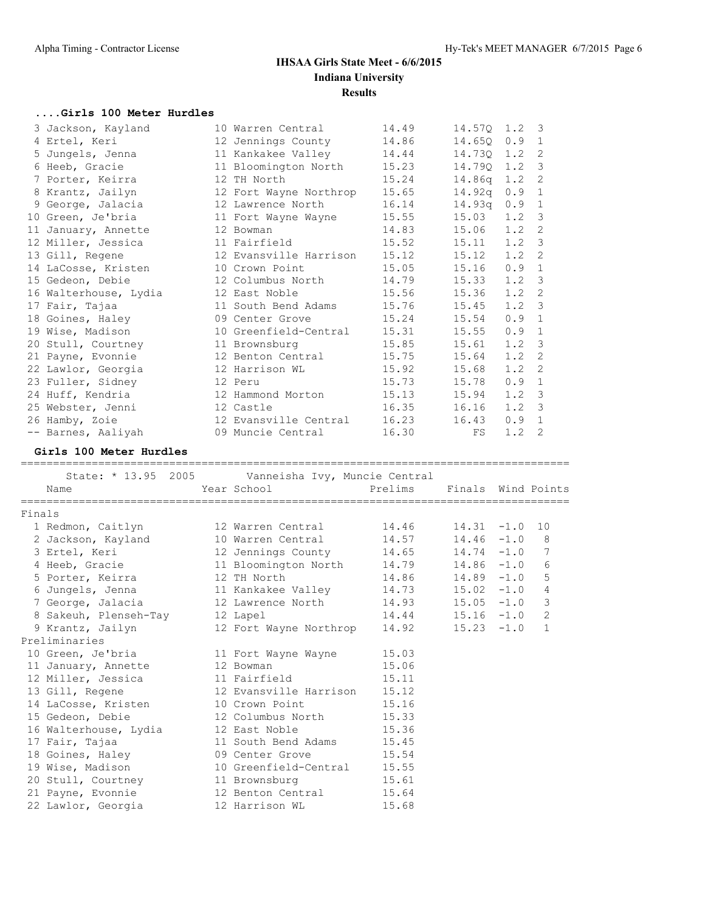# IHSAA Girls State Meet - 6/6/2015

**Indiana University**

**Results**

### ....Girls 100 Meter Hurdles

| Place | Name | Year | School | Seed | Prelims | Wind | H# |
|---|---|---|---|---|---|---|---|
| 3 | Jackson, Kayland | 10 | Warren Central | 14.49 | 14.57Q | 1.2 | 3 |
| 4 | Ertel, Keri | 12 | Jennings County | 14.86 | 14.65Q | 0.9 | 1 |
| 5 | Jungels, Jenna | 11 | Kankakee Valley | 14.44 | 14.73Q | 1.2 | 2 |
| 6 | Heeb, Gracie | 11 | Bloomington North | 15.23 | 14.79Q | 1.2 | 3 |
| 7 | Porter, Keirra | 12 | TH North | 15.24 | 14.86q | 1.2 | 2 |
| 8 | Krantz, Jailyn | 12 | Fort Wayne Northrop | 15.65 | 14.92q | 0.9 | 1 |
| 9 | George, Jalacia | 12 | Lawrence North | 16.14 | 14.93q | 0.9 | 1 |
| 10 | Green, Je'bria | 11 | Fort Wayne Wayne | 15.55 | 15.03 | 1.2 | 3 |
| 11 | January, Annette | 12 | Bowman | 14.83 | 15.06 | 1.2 | 2 |
| 12 | Miller, Jessica | 11 | Fairfield | 15.52 | 15.11 | 1.2 | 3 |
| 13 | Gill, Regene | 12 | Evansville Harrison | 15.12 | 15.12 | 1.2 | 2 |
| 14 | LaCosse, Kristen | 10 | Crown Point | 15.05 | 15.16 | 0.9 | 1 |
| 15 | Gedeon, Debie | 12 | Columbus North | 14.79 | 15.33 | 1.2 | 3 |
| 16 | Walterhouse, Lydia | 12 | East Noble | 15.56 | 15.36 | 1.2 | 2 |
| 17 | Fair, Tajaa | 11 | South Bend Adams | 15.76 | 15.45 | 1.2 | 3 |
| 18 | Goines, Haley | 09 | Center Grove | 15.24 | 15.54 | 0.9 | 1 |
| 19 | Wise, Madison | 10 | Greenfield-Central | 15.31 | 15.55 | 0.9 | 1 |
| 20 | Stull, Courtney | 11 | Brownsburg | 15.85 | 15.61 | 1.2 | 3 |
| 21 | Payne, Evonnie | 12 | Benton Central | 15.75 | 15.64 | 1.2 | 2 |
| 22 | Lawlor, Georgia | 12 | Harrison WL | 15.92 | 15.68 | 1.2 | 2 |
| 23 | Fuller, Sidney | 12 | Peru | 15.73 | 15.78 | 0.9 | 1 |
| 24 | Huff, Kendria | 12 | Hammond Morton | 15.13 | 15.94 | 1.2 | 3 |
| 25 | Webster, Jenni | 12 | Castle | 16.35 | 16.16 | 1.2 | 3 |
| 26 | Hamby, Zoie | 12 | Evansville Central | 16.23 | 16.43 | 0.9 | 1 |
| -- | Barnes, Aaliyah | 09 | Muncie Central | 16.30 | FS | 1.2 | 2 |

### Girls 100 Meter Hurdles

State: * 13.95 2005 Vanneisha Ivy, Muncie Central

| Place | Name | Year | School | Prelims | Finals | Wind | Points |
|---|---|---|---|---|---|---|---|
| **Finals** | | | | | | | |
| 1 | Redmon, Caitlyn | 12 | Warren Central | 14.46 | 14.31 | -1.0 | 10 |
| 2 | Jackson, Kayland | 10 | Warren Central | 14.57 | 14.46 | -1.0 | 8 |
| 3 | Ertel, Keri | 12 | Jennings County | 14.65 | 14.74 | -1.0 | 7 |
| 4 | Heeb, Gracie | 11 | Bloomington North | 14.79 | 14.86 | -1.0 | 6 |
| 5 | Porter, Keirra | 12 | TH North | 14.86 | 14.89 | -1.0 | 5 |
| 6 | Jungels, Jenna | 11 | Kankakee Valley | 14.73 | 15.02 | -1.0 | 4 |
| 7 | George, Jalacia | 12 | Lawrence North | 14.93 | 15.05 | -1.0 | 3 |
| 8 | Sakeuh, Plenseh-Tay | 12 | Lapel | 14.44 | 15.16 | -1.0 | 2 |
| 9 | Krantz, Jailyn | 12 | Fort Wayne Northrop | 14.92 | 15.23 | -1.0 | 1 |
| **Preliminaries** | | | | | | | |
| 10 | Green, Je'bria | 11 | Fort Wayne Wayne | 15.03 | | | |
| 11 | January, Annette | 12 | Bowman | 15.06 | | | |
| 12 | Miller, Jessica | 11 | Fairfield | 15.11 | | | |
| 13 | Gill, Regene | 12 | Evansville Harrison | 15.12 | | | |
| 14 | LaCosse, Kristen | 10 | Crown Point | 15.16 | | | |
| 15 | Gedeon, Debie | 12 | Columbus North | 15.33 | | | |
| 16 | Walterhouse, Lydia | 12 | East Noble | 15.36 | | | |
| 17 | Fair, Tajaa | 11 | South Bend Adams | 15.45 | | | |
| 18 | Goines, Haley | 09 | Center Grove | 15.54 | | | |
| 19 | Wise, Madison | 10 | Greenfield-Central | 15.55 | | | |
| 20 | Stull, Courtney | 11 | Brownsburg | 15.61 | | | |
| 21 | Payne, Evonnie | 12 | Benton Central | 15.64 | | | |
| 22 | Lawlor, Georgia | 12 | Harrison WL | 15.68 | | | |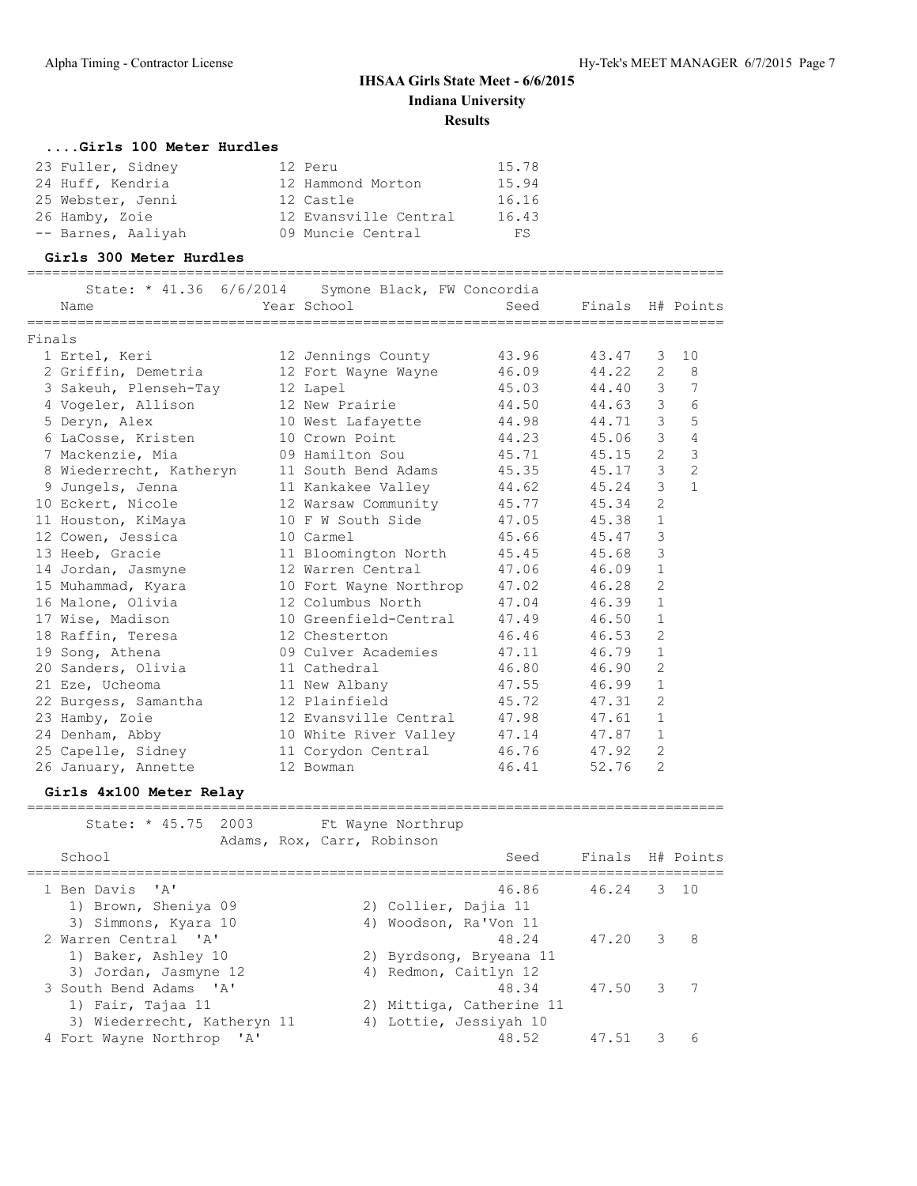# IHSAA Girls State Meet - 6/6/2015

**Indiana University**

**Results**

### ....Girls 100 Meter Hurdles

| Place | Name | Year | School | Finals |
|---|---|---|---|---|
| 23 | Fuller, Sidney | 12 | Peru | 15.78 |
| 24 | Huff, Kendria | 12 | Hammond Morton | 15.94 |
| 25 | Webster, Jenni | 12 | Castle | 16.16 |
| 26 | Hamby, Zoie | 12 | Evansville Central | 16.43 |
| -- | Barnes, Aaliyah | 09 | Muncie Central | FS |

### Girls 300 Meter Hurdles

State: * 41.36 6/6/2014 Symone Black, FW Concordia

**Finals**

| Place | Name | Year | School | Seed | Finals | H# | Points |
|---|---|---|---|---|---|---|---|
| 1 | Ertel, Keri | 12 | Jennings County | 43.96 | 43.47 | 3 | 10 |
| 2 | Griffin, Demetria | 12 | Fort Wayne Wayne | 46.09 | 44.22 | 2 | 8 |
| 3 | Sakeuh, Plenseh-Tay | 12 | Lapel | 45.03 | 44.40 | 3 | 7 |
| 4 | Vogeler, Allison | 12 | New Prairie | 44.50 | 44.63 | 3 | 6 |
| 5 | Deryn, Alex | 10 | West Lafayette | 44.98 | 44.71 | 3 | 5 |
| 6 | LaCosse, Kristen | 10 | Crown Point | 44.23 | 45.06 | 3 | 4 |
| 7 | Mackenzie, Mia | 09 | Hamilton Sou | 45.71 | 45.15 | 2 | 3 |
| 8 | Wiederrecht, Katheryn | 11 | South Bend Adams | 45.35 | 45.17 | 3 | 2 |
| 9 | Jungels, Jenna | 11 | Kankakee Valley | 44.62 | 45.24 | 3 | 1 |
| 10 | Eckert, Nicole | 12 | Warsaw Community | 45.77 | 45.34 | 2 | |
| 11 | Houston, KiMaya | 10 | F W South Side | 47.05 | 45.38 | 1 | |
| 12 | Cowen, Jessica | 10 | Carmel | 45.66 | 45.47 | 3 | |
| 13 | Heeb, Gracie | 11 | Bloomington North | 45.45 | 45.68 | 3 | |
| 14 | Jordan, Jasmyne | 12 | Warren Central | 47.06 | 46.09 | 1 | |
| 15 | Muhammad, Kyara | 10 | Fort Wayne Northrop | 47.02 | 46.28 | 2 | |
| 16 | Malone, Olivia | 12 | Columbus North | 47.04 | 46.39 | 1 | |
| 17 | Wise, Madison | 10 | Greenfield-Central | 47.49 | 46.50 | 1 | |
| 18 | Raffin, Teresa | 12 | Chesterton | 46.46 | 46.53 | 2 | |
| 19 | Song, Athena | 09 | Culver Academies | 47.11 | 46.79 | 1 | |
| 20 | Sanders, Olivia | 11 | Cathedral | 46.80 | 46.90 | 2 | |
| 21 | Eze, Ucheoma | 11 | New Albany | 47.55 | 46.99 | 1 | |
| 22 | Burgess, Samantha | 12 | Plainfield | 45.72 | 47.31 | 2 | |
| 23 | Hamby, Zoie | 12 | Evansville Central | 47.98 | 47.61 | 1 | |
| 24 | Denham, Abby | 10 | White River Valley | 47.14 | 47.87 | 1 | |
| 25 | Capelle, Sidney | 11 | Corydon Central | 46.76 | 47.92 | 2 | |
| 26 | January, Annette | 12 | Bowman | 46.41 | 52.76 | 2 | |

### Girls 4x100 Meter Relay

State: * 45.75 2003 Ft Wayne Northrup
Adams, Rox, Carr, Robinson

| Place | School | Seed | Finals | H# | Points |
|---|---|---|---|---|---|
| 1 | Ben Davis 'A' | 46.86 | 46.24 | 3 | 10 |
| | 1) Brown, Sheniya 09; 2) Collier, Dajia 11; 3) Simmons, Kyara 10; 4) Woodson, Ra'Von 11 | | | | |
| 2 | Warren Central 'A' | 48.24 | 47.20 | 3 | 8 |
| | 1) Baker, Ashley 10; 2) Byrdsong, Bryeana 11; 3) Jordan, Jasmyne 12; 4) Redmon, Caitlyn 12 | | | | |
| 3 | South Bend Adams 'A' | 48.34 | 47.50 | 3 | 7 |
| | 1) Fair, Tajaa 11; 2) Mittiga, Catherine 11; 3) Wiederrecht, Katheryn 11; 4) Lottie, Jessiyah 10 | | | | |
| 4 | Fort Wayne Northrop 'A' | 48.52 | 47.51 | 3 | 6 |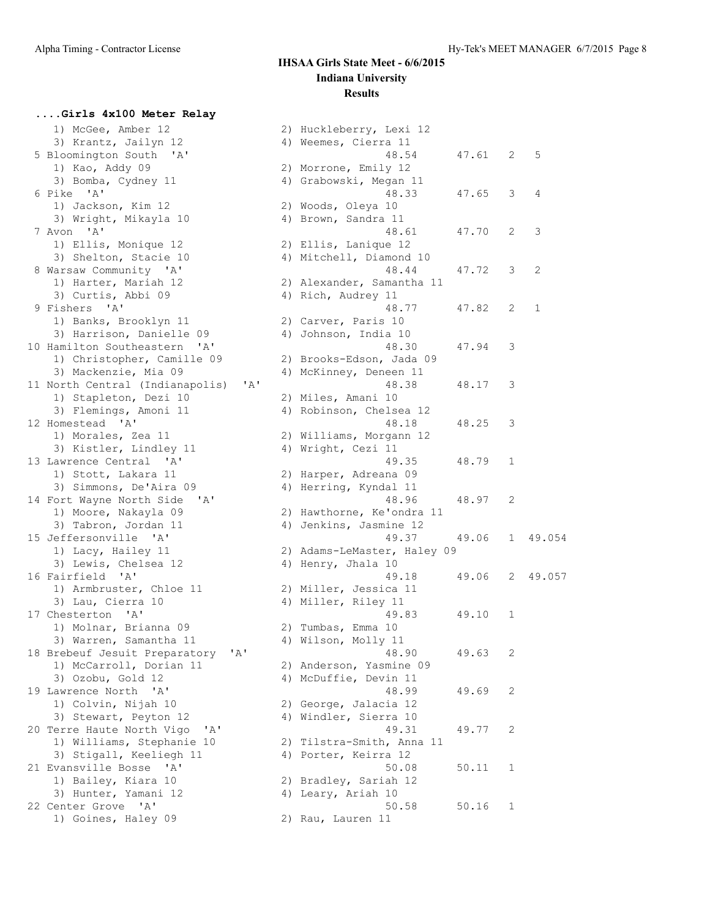## IHSAA Girls State Meet - 6/6/2015
### Indiana University
### Results

#### ....Girls 4x100 Meter Relay

```
   1) McGee, Amber 12               2) Huckleberry, Lexi 12
   3) Krantz, Jailyn 12             4) Weemes, Cierra 11
 5 Bloomington South  'A'                     48.54      47.61  2   5
   1) Kao, Addy 09                  2) Morrone, Emily 12
   3) Bomba, Cydney 11              4) Grabowski, Megan 11
 6 Pike  'A'                                  48.33      47.65  3   4
   1) Jackson, Kim 12               2) Woods, Oleya 10
   3) Wright, Mikayla 10            4) Brown, Sandra 11
 7 Avon  'A'                                  48.61      47.70  2   3
   1) Ellis, Monique 12             2) Ellis, Lanique 12
   3) Shelton, Stacie 10            4) Mitchell, Diamond 10
 8 Warsaw Community  'A'                      48.44      47.72  3   2
   1) Harter, Mariah 12             2) Alexander, Samantha 11
   3) Curtis, Abbi 09               4) Rich, Audrey 11
 9 Fishers  'A'                               48.77      47.82  2   1
   1) Banks, Brooklyn 11            2) Carver, Paris 10
   3) Harrison, Danielle 09         4) Johnson, India 10
10 Hamilton Southeastern  'A'                 48.30      47.94  3
   1) Christopher, Camille 09       2) Brooks-Edson, Jada 09
   3) Mackenzie, Mia 09             4) McKinney, Deneen 11
11 North Central (Indianapolis)  'A'          48.38      48.17  3
   1) Stapleton, Dezi 10            2) Miles, Amani 10
   3) Flemings, Amoni 11            4) Robinson, Chelsea 12
12 Homestead  'A'                             48.18      48.25  3
   1) Morales, Zea 11               2) Williams, Morgann 12
   3) Kistler, Lindley 11           4) Wright, Cezi 11
13 Lawrence Central  'A'                      49.35      48.79  1
   1) Stott, Lakara 11              2) Harper, Adreana 09
   3) Simmons, De'Aira 09           4) Herring, Kyndal 11
14 Fort Wayne North Side  'A'                 48.96      48.97  2
   1) Moore, Nakayla 09             2) Hawthorne, Ke'ondra 11
   3) Tabron, Jordan 11             4) Jenkins, Jasmine 12
15 Jeffersonville  'A'                        49.37      49.06  1 49.054
   1) Lacy, Hailey 11               2) Adams-LeMaster, Haley 09
   3) Lewis, Chelsea 12             4) Henry, Jhala 10
16 Fairfield  'A'                             49.18      49.06  2 49.057
   1) Armbruster, Chloe 11          2) Miller, Jessica 11
   3) Lau, Cierra 10                4) Miller, Riley 11
17 Chesterton  'A'                            49.83      49.10  1
   1) Molnar, Brianna 09            2) Tumbas, Emma 10
   3) Warren, Samantha 11           4) Wilson, Molly 11
18 Brebeuf Jesuit Preparatory  'A'            48.90      49.63  2
   1) McCarroll, Dorian 11          2) Anderson, Yasmine 09
   3) Ozobu, Gold 12                4) McDuffie, Devin 11
19 Lawrence North  'A'                        48.99      49.69  2
   1) Colvin, Nijah 10              2) George, Jalacia 12
   3) Stewart, Peyton 12            4) Windler, Sierra 10
20 Terre Haute North Vigo  'A'                49.31      49.77  2
   1) Williams, Stephanie 10        2) Tilstra-Smith, Anna 11
   3) Stigall, Keeliegh 11          4) Porter, Keirra 12
21 Evansville Bosse  'A'                      50.08      50.11  1
   1) Bailey, Kiara 10              2) Bradley, Sariah 12
   3) Hunter, Yamani 12             4) Leary, Ariah 10
22 Center Grove  'A'                          50.58      50.16  1
   1) Goines, Haley 09              2) Rau, Lauren 11
```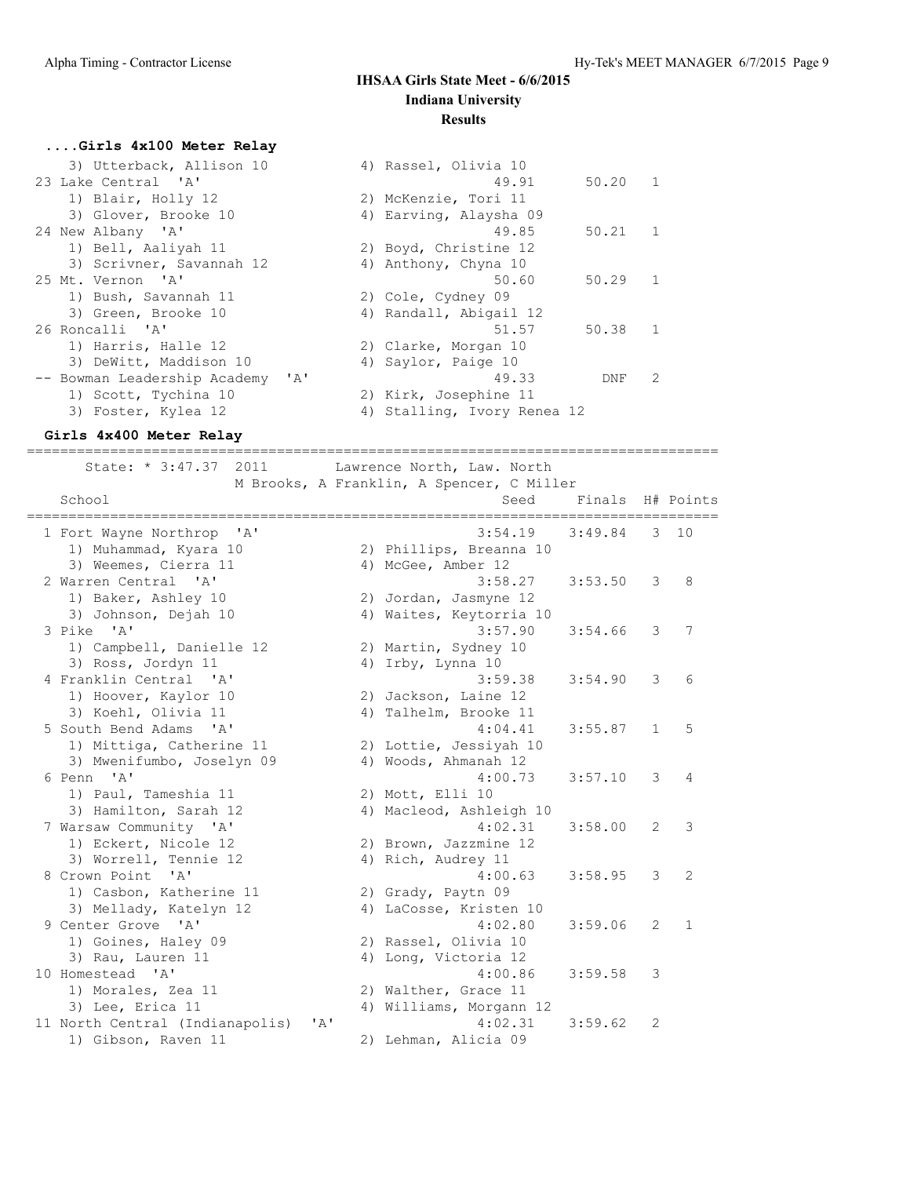## ....Girls 4x100 Meter Relay

| Place | School | Seed | Finals | H# | Points |
|---|---|---|---|---|---|
| | 3) Utterback, Allison 10 — 4) Rassel, Olivia 10 | | | | |
| 23 | Lake Central 'A' | 49.91 | 50.20 | 1 | |
| | 1) Blair, Holly 12 — 2) McKenzie, Tori 11 | | | | |
| | 3) Glover, Brooke 10 — 4) Earving, Alaysha 09 | | | | |
| 24 | New Albany 'A' | 49.85 | 50.21 | 1 | |
| | 1) Bell, Aaliyah 11 — 2) Boyd, Christine 12 | | | | |
| | 3) Scrivner, Savannah 12 — 4) Anthony, Chyna 10 | | | | |
| 25 | Mt. Vernon 'A' | 50.60 | 50.29 | 1 | |
| | 1) Bush, Savannah 11 — 2) Cole, Cydney 09 | | | | |
| | 3) Green, Brooke 10 — 4) Randall, Abigail 12 | | | | |
| 26 | Roncalli 'A' | 51.57 | 50.38 | 1 | |
| | 1) Harris, Halle 12 — 2) Clarke, Morgan 10 | | | | |
| | 3) DeWitt, Maddison 10 — 4) Saylor, Paige 10 | | | | |
| -- | Bowman Leadership Academy 'A' | 49.33 | DNF | 2 | |
| | 1) Scott, Tychina 10 — 2) Kirk, Josephine 11 | | | | |
| | 3) Foster, Kylea 12 — 4) Stalling, Ivory Renea 12 | | | | |

## Girls 4x400 Meter Relay

State: * 3:47.37 2011 — Lawrence North, Law. North — M Brooks, A Franklin, A Spencer, C Miller

| Place | School | Seed | Finals | H# | Points |
|---|---|---|---|---|---|
| 1 | Fort Wayne Northrop 'A' | 3:54.19 | 3:49.84 | 3 | 10 |
| | 1) Muhammad, Kyara 10 — 2) Phillips, Breanna 10 | | | | |
| | 3) Weemes, Cierra 11 — 4) McGee, Amber 12 | | | | |
| 2 | Warren Central 'A' | 3:58.27 | 3:53.50 | 3 | 8 |
| | 1) Baker, Ashley 10 — 2) Jordan, Jasmyne 12 | | | | |
| | 3) Johnson, Dejah 10 — 4) Waites, Keytorria 10 | | | | |
| 3 | Pike 'A' | 3:57.90 | 3:54.66 | 3 | 7 |
| | 1) Campbell, Danielle 12 — 2) Martin, Sydney 10 | | | | |
| | 3) Ross, Jordyn 11 — 4) Irby, Lynna 10 | | | | |
| 4 | Franklin Central 'A' | 3:59.38 | 3:54.90 | 3 | 6 |
| | 1) Hoover, Kaylor 10 — 2) Jackson, Laine 12 | | | | |
| | 3) Koehl, Olivia 11 — 4) Talhelm, Brooke 11 | | | | |
| 5 | South Bend Adams 'A' | 4:04.41 | 3:55.87 | 1 | 5 |
| | 1) Mittiga, Catherine 11 — 2) Lottie, Jessiyah 10 | | | | |
| | 3) Mwenifumbo, Joselyn 09 — 4) Woods, Ahmanah 12 | | | | |
| 6 | Penn 'A' | 4:00.73 | 3:57.10 | 3 | 4 |
| | 1) Paul, Tameshia 11 — 2) Mott, Elli 10 | | | | |
| | 3) Hamilton, Sarah 12 — 4) Macleod, Ashleigh 10 | | | | |
| 7 | Warsaw Community 'A' | 4:02.31 | 3:58.00 | 2 | 3 |
| | 1) Eckert, Nicole 12 — 2) Brown, Jazzmine 12 | | | | |
| | 3) Worrell, Tennie 12 — 4) Rich, Audrey 11 | | | | |
| 8 | Crown Point 'A' | 4:00.63 | 3:58.95 | 3 | 2 |
| | 1) Casbon, Katherine 11 — 2) Grady, Paytn 09 | | | | |
| | 3) Mellady, Katelyn 12 — 4) LaCosse, Kristen 10 | | | | |
| 9 | Center Grove 'A' | 4:02.80 | 3:59.06 | 2 | 1 |
| | 1) Goines, Haley 09 — 2) Rassel, Olivia 10 | | | | |
| | 3) Rau, Lauren 11 — 4) Long, Victoria 12 | | | | |
| 10 | Homestead 'A' | 4:00.86 | 3:59.58 | 3 | |
| | 1) Morales, Zea 11 — 2) Walther, Grace 11 | | | | |
| | 3) Lee, Erica 11 — 4) Williams, Morgann 12 | | | | |
| 11 | North Central (Indianapolis) 'A' | 4:02.31 | 3:59.62 | 2 | |
| | 1) Gibson, Raven 11 — 2) Lehman, Alicia 09 | | | | |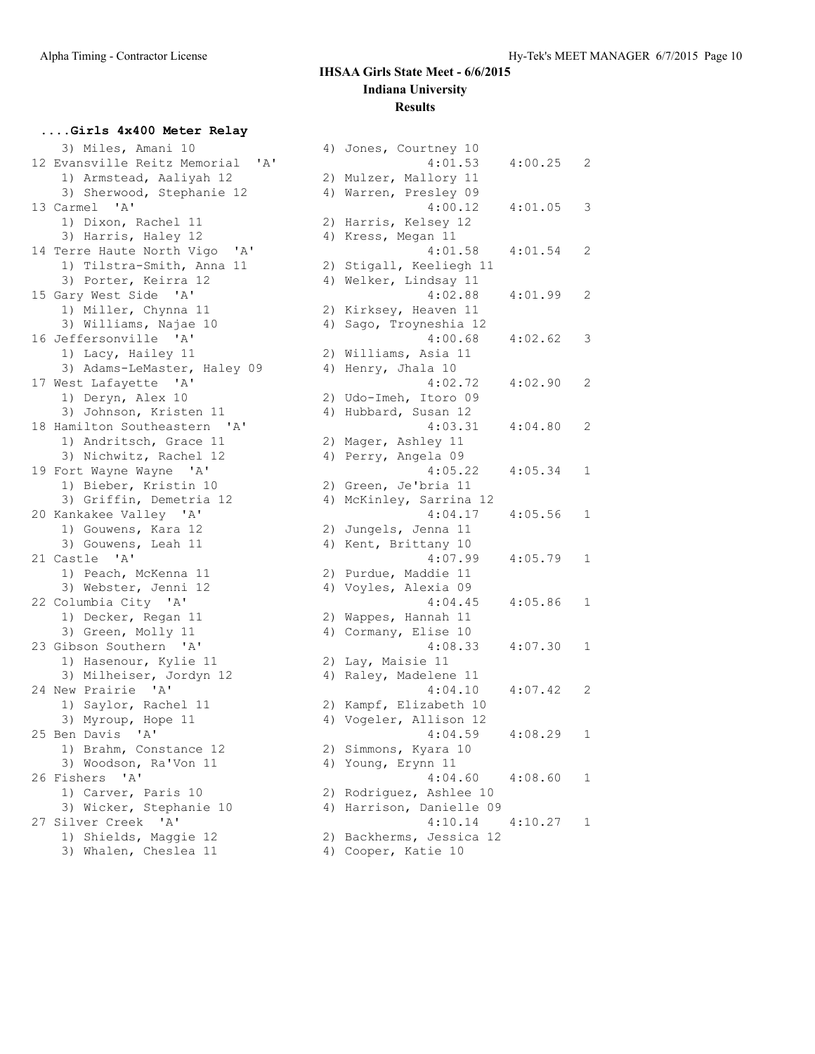# IHSAA Girls State Meet - 6/6/2015

## Indiana University

### Results

**....Girls 4x400 Meter Relay**

```
    3) Miles, Amani 10                4) Jones, Courtney 10
12 Evansville Reitz Memorial  'A'               4:01.53    4:00.25   2
    1) Armstead, Aaliyah 12           2) Mulzer, Mallory 11
    3) Sherwood, Stephanie 12         4) Warren, Presley 09
13 Carmel  'A'                                  4:00.12    4:01.05   3
    1) Dixon, Rachel 11               2) Harris, Kelsey 12
    3) Harris, Haley 12               4) Kress, Megan 11
14 Terre Haute North Vigo  'A'                  4:01.58    4:01.54   2
    1) Tilstra-Smith, Anna 11         2) Stigall, Keeliegh 11
    3) Porter, Keirra 12              4) Welker, Lindsay 11
15 Gary West Side  'A'                          4:02.88    4:01.99   2
    1) Miller, Chynna 11              2) Kirksey, Heaven 11
    3) Williams, Najae 10             4) Sago, Troyneshia 12
16 Jeffersonville  'A'                          4:00.68    4:02.62   3
    1) Lacy, Hailey 11                2) Williams, Asia 11
    3) Adams-LeMaster, Haley 09       4) Henry, Jhala 10
17 West Lafayette  'A'                          4:02.72    4:02.90   2
    1) Deryn, Alex 10                 2) Udo-Imeh, Itoro 09
    3) Johnson, Kristen 11            4) Hubbard, Susan 12
18 Hamilton Southeastern  'A'                   4:03.31    4:04.80   2
    1) Andritsch, Grace 11            2) Mager, Ashley 11
    3) Nichwitz, Rachel 12            4) Perry, Angela 09
19 Fort Wayne Wayne  'A'                        4:05.22    4:05.34   1
    1) Bieber, Kristin 10             2) Green, Je'bria 11
    3) Griffin, Demetria 12           4) McKinley, Sarrina 12
20 Kankakee Valley  'A'                         4:04.17    4:05.56   1
    1) Gouwens, Kara 12               2) Jungels, Jenna 11
    3) Gouwens, Leah 11               4) Kent, Brittany 10
21 Castle  'A'                                  4:07.99    4:05.79   1
    1) Peach, McKenna 11              2) Purdue, Maddie 11
    3) Webster, Jenni 12              4) Voyles, Alexia 09
22 Columbia City  'A'                           4:04.45    4:05.86   1
    1) Decker, Regan 11               2) Wappes, Hannah 11
    3) Green, Molly 11                4) Cormany, Elise 10
23 Gibson Southern  'A'                         4:08.33    4:07.30   1
    1) Hasenour, Kylie 11             2) Lay, Maisie 11
    3) Milheiser, Jordyn 12           4) Raley, Madelene 11
24 New Prairie  'A'                             4:04.10    4:07.42   2
    1) Saylor, Rachel 11              2) Kampf, Elizabeth 10
    3) Myroup, Hope 11                4) Vogeler, Allison 12
25 Ben Davis  'A'                               4:04.59    4:08.29   1
    1) Brahm, Constance 12            2) Simmons, Kyara 10
    3) Woodson, Ra'Von 11             4) Young, Erynn 11
26 Fishers  'A'                                 4:04.60    4:08.60   1
    1) Carver, Paris 10               2) Rodriguez, Ashlee 10
    3) Wicker, Stephanie 10           4) Harrison, Danielle 09
27 Silver Creek  'A'                            4:10.14    4:10.27   1
    1) Shields, Maggie 12             2) Backherms, Jessica 12
    3) Whalen, Cheslea 11             4) Cooper, Katie 10
```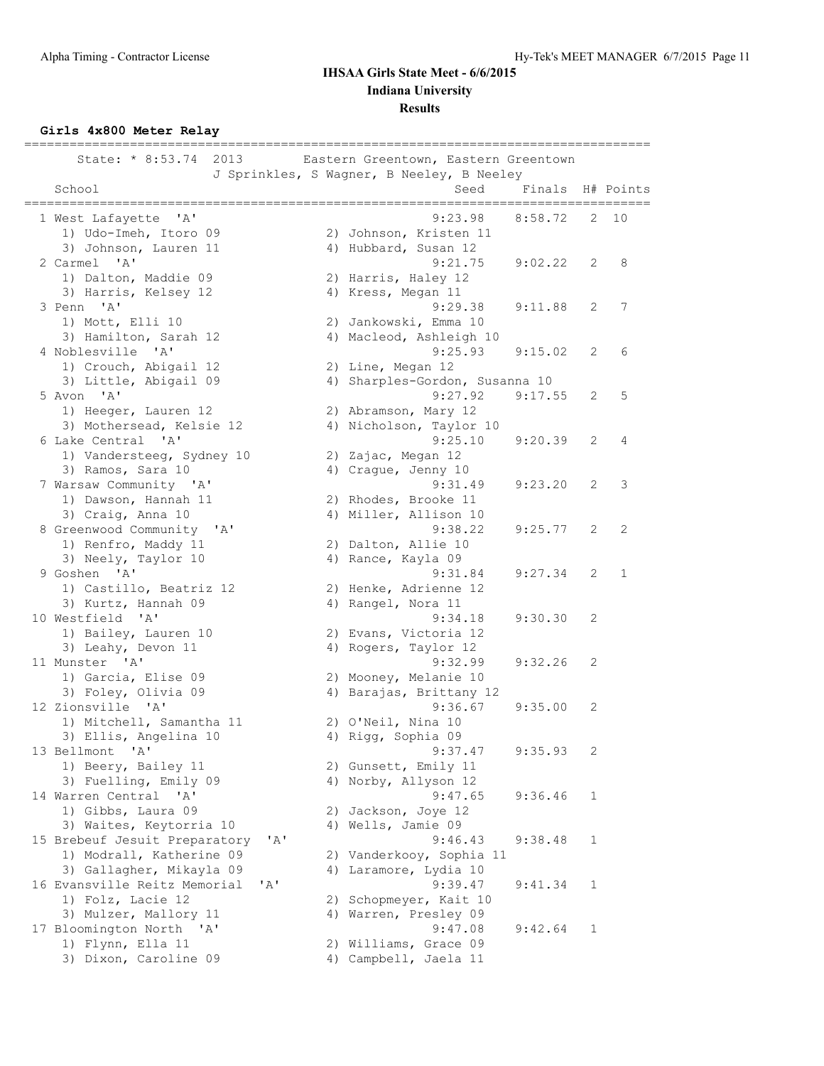# IHSAA Girls State Meet - 6/6/2015

## Indiana University

## Results

### Girls 4x800 Meter Relay

State: * 8:53.74 2013 Eastern Greentown, Eastern Greentown
J Sprinkles, S Wagner, B Neeley, B Neeley

| Place | School | Seed | Finals | H# | Points |
|---|---|---|---|---|---|
| 1 | West Lafayette 'A' | 9:23.98 | 8:58.72 | 2 | 10 |
| | 1) Udo-Imeh, Itoro 09; 2) Johnson, Kristen 11; 3) Johnson, Lauren 11; 4) Hubbard, Susan 12 | | | | |
| 2 | Carmel 'A' | 9:21.75 | 9:02.22 | 2 | 8 |
| | 1) Dalton, Maddie 09; 2) Harris, Haley 12; 3) Harris, Kelsey 12; 4) Kress, Megan 11 | | | | |
| 3 | Penn 'A' | 9:29.38 | 9:11.88 | 2 | 7 |
| | 1) Mott, Elli 10; 2) Jankowski, Emma 10; 3) Hamilton, Sarah 12; 4) Macleod, Ashleigh 10 | | | | |
| 4 | Noblesville 'A' | 9:25.93 | 9:15.02 | 2 | 6 |
| | 1) Crouch, Abigail 12; 2) Line, Megan 12; 3) Little, Abigail 09; 4) Sharples-Gordon, Susanna 10 | | | | |
| 5 | Avon 'A' | 9:27.92 | 9:17.55 | 2 | 5 |
| | 1) Heeger, Lauren 12; 2) Abramson, Mary 12; 3) Mothersead, Kelsie 12; 4) Nicholson, Taylor 10 | | | | |
| 6 | Lake Central 'A' | 9:25.10 | 9:20.39 | 2 | 4 |
| | 1) Vandersteeg, Sydney 10; 2) Zajac, Megan 12; 3) Ramos, Sara 10; 4) Crague, Jenny 10 | | | | |
| 7 | Warsaw Community 'A' | 9:31.49 | 9:23.20 | 2 | 3 |
| | 1) Dawson, Hannah 11; 2) Rhodes, Brooke 11; 3) Craig, Anna 10; 4) Miller, Allison 10 | | | | |
| 8 | Greenwood Community 'A' | 9:38.22 | 9:25.77 | 2 | 2 |
| | 1) Renfro, Maddy 11; 2) Dalton, Allie 10; 3) Neely, Taylor 10; 4) Rance, Kayla 09 | | | | |
| 9 | Goshen 'A' | 9:31.84 | 9:27.34 | 2 | 1 |
| | 1) Castillo, Beatriz 12; 2) Henke, Adrienne 12; 3) Kurtz, Hannah 09; 4) Rangel, Nora 11 | | | | |
| 10 | Westfield 'A' | 9:34.18 | 9:30.30 | 2 | |
| | 1) Bailey, Lauren 10; 2) Evans, Victoria 12; 3) Leahy, Devon 11; 4) Rogers, Taylor 12 | | | | |
| 11 | Munster 'A' | 9:32.99 | 9:32.26 | 2 | |
| | 1) Garcia, Elise 09; 2) Mooney, Melanie 10; 3) Foley, Olivia 09; 4) Barajas, Brittany 12 | | | | |
| 12 | Zionsville 'A' | 9:36.67 | 9:35.00 | 2 | |
| | 1) Mitchell, Samantha 11; 2) O'Neil, Nina 10; 3) Ellis, Angelina 10; 4) Rigg, Sophia 09 | | | | |
| 13 | Bellmont 'A' | 9:37.47 | 9:35.93 | 2 | |
| | 1) Beery, Bailey 11; 2) Gunsett, Emily 11; 3) Fuelling, Emily 09; 4) Norby, Allyson 12 | | | | |
| 14 | Warren Central 'A' | 9:47.65 | 9:36.46 | 1 | |
| | 1) Gibbs, Laura 09; 2) Jackson, Joye 12; 3) Waites, Keytorria 10; 4) Wells, Jamie 09 | | | | |
| 15 | Brebeuf Jesuit Preparatory 'A' | 9:46.43 | 9:38.48 | 1 | |
| | 1) Modrall, Katherine 09; 2) Vanderkooy, Sophia 11; 3) Gallagher, Mikayla 09; 4) Laramore, Lydia 10 | | | | |
| 16 | Evansville Reitz Memorial 'A' | 9:39.47 | 9:41.34 | 1 | |
| | 1) Folz, Lacie 12; 2) Schopmeyer, Kait 10; 3) Mulzer, Mallory 11; 4) Warren, Presley 09 | | | | |
| 17 | Bloomington North 'A' | 9:47.08 | 9:42.64 | 1 | |
| | 1) Flynn, Ella 11; 2) Williams, Grace 09; 3) Dixon, Caroline 09; 4) Campbell, Jaela 11 | | | | |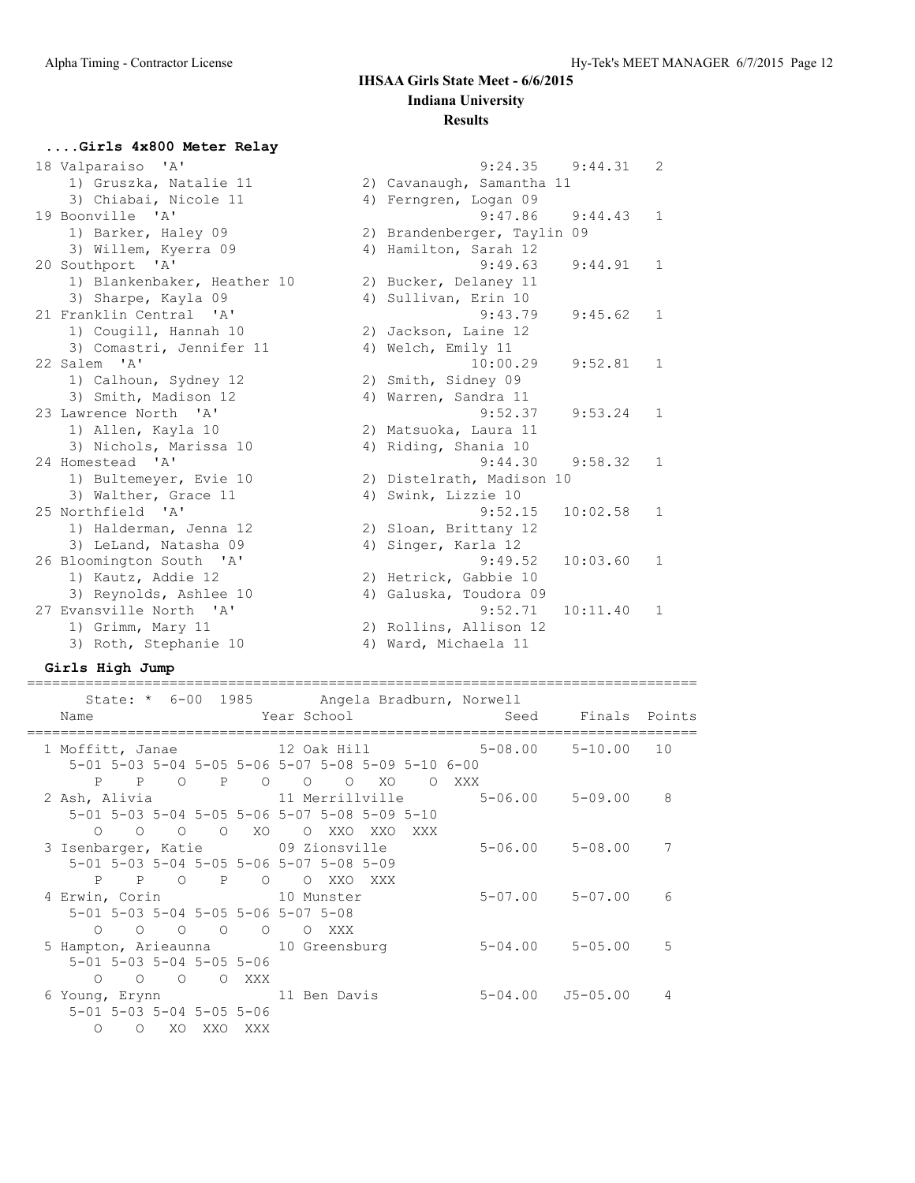## IHSAA Girls State Meet - 6/6/2015

### Indiana University

### Results

#### ....Girls 4x800 Meter Relay

```
 18 Valparaiso  'A'                                    9:24.35    9:44.31   2
    1) Gruszka, Natalie 11            2) Cavanaugh, Samantha 11
    3) Chiabai, Nicole 11             4) Ferngren, Logan 09
 19 Boonville  'A'                                     9:47.86    9:44.43   1
    1) Barker, Haley 09               2) Brandenberger, Taylin 09
    3) Willem, Kyerra 09              4) Hamilton, Sarah 12
 20 Southport  'A'                                     9:49.63    9:44.91   1
    1) Blankenbaker, Heather 10       2) Bucker, Delaney 11
    3) Sharpe, Kayla 09               4) Sullivan, Erin 10
 21 Franklin Central  'A'                              9:43.79    9:45.62   1
    1) Cougill, Hannah 10             2) Jackson, Laine 12
    3) Comastri, Jennifer 11          4) Welch, Emily 11
 22 Salem  'A'                                        10:00.29    9:52.81   1
    1) Calhoun, Sydney 12             2) Smith, Sidney 09
    3) Smith, Madison 12              4) Warren, Sandra 11
 23 Lawrence North  'A'                                9:52.37    9:53.24   1
    1) Allen, Kayla 10                2) Matsuoka, Laura 11
    3) Nichols, Marissa 10            4) Riding, Shania 10
 24 Homestead  'A'                                     9:44.30    9:58.32   1
    1) Bultemeyer, Evie 10            2) Distelrath, Madison 10
    3) Walther, Grace 11              4) Swink, Lizzie 10
 25 Northfield  'A'                                    9:52.15   10:02.58   1
    1) Halderman, Jenna 12            2) Sloan, Brittany 12
    3) LeLand, Natasha 09             4) Singer, Karla 12
 26 Bloomington South  'A'                             9:49.52   10:03.60   1
    1) Kautz, Addie 12                2) Hetrick, Gabbie 10
    3) Reynolds, Ashlee 10            4) Galuska, Toudora 09
 27 Evansville North  'A'                              9:52.71   10:11.40   1
    1) Grimm, Mary 11                 2) Rollins, Allison 12
    3) Roth, Stephanie 10             4) Ward, Michaela 11
```

#### Girls High Jump

```
================================================================================
      State: * 6-00  1985        Angela Bradburn, Norwell
   Name                    Year School                 Seed     Finals  Points
================================================================================
  1 Moffitt, Janae            12 Oak Hill             5-08.00    5-10.00   10
     5-01 5-03 5-04 5-05 5-06 5-07 5-08 5-09 5-10 6-00
        P    P    O    P    O    O    O   XO    O  XXX
  2 Ash, Alivia               11 Merrillville         5-06.00    5-09.00    8
     5-01 5-03 5-04 5-05 5-06 5-07 5-08 5-09 5-10
        O    O    O    O   XO    O  XXO  XXO  XXX
  3 Isenbarger, Katie         09 Zionsville           5-06.00    5-08.00    7
     5-01 5-03 5-04 5-05 5-06 5-07 5-08 5-09
        P    P    O    P    O    O  XXO  XXX
  4 Erwin, Corin              10 Munster              5-07.00    5-07.00    6
     5-01 5-03 5-04 5-05 5-06 5-07 5-08
        O    O    O    O    O    O  XXX
  5 Hampton, Arieaunna        10 Greensburg           5-04.00    5-05.00    5
     5-01 5-03 5-04 5-05 5-06
        O    O    O    O  XXX
  6 Young, Erynn              11 Ben Davis            5-04.00   J5-05.00    4
     5-01 5-03 5-04 5-05 5-06
        O    O   XO  XXO  XXX
```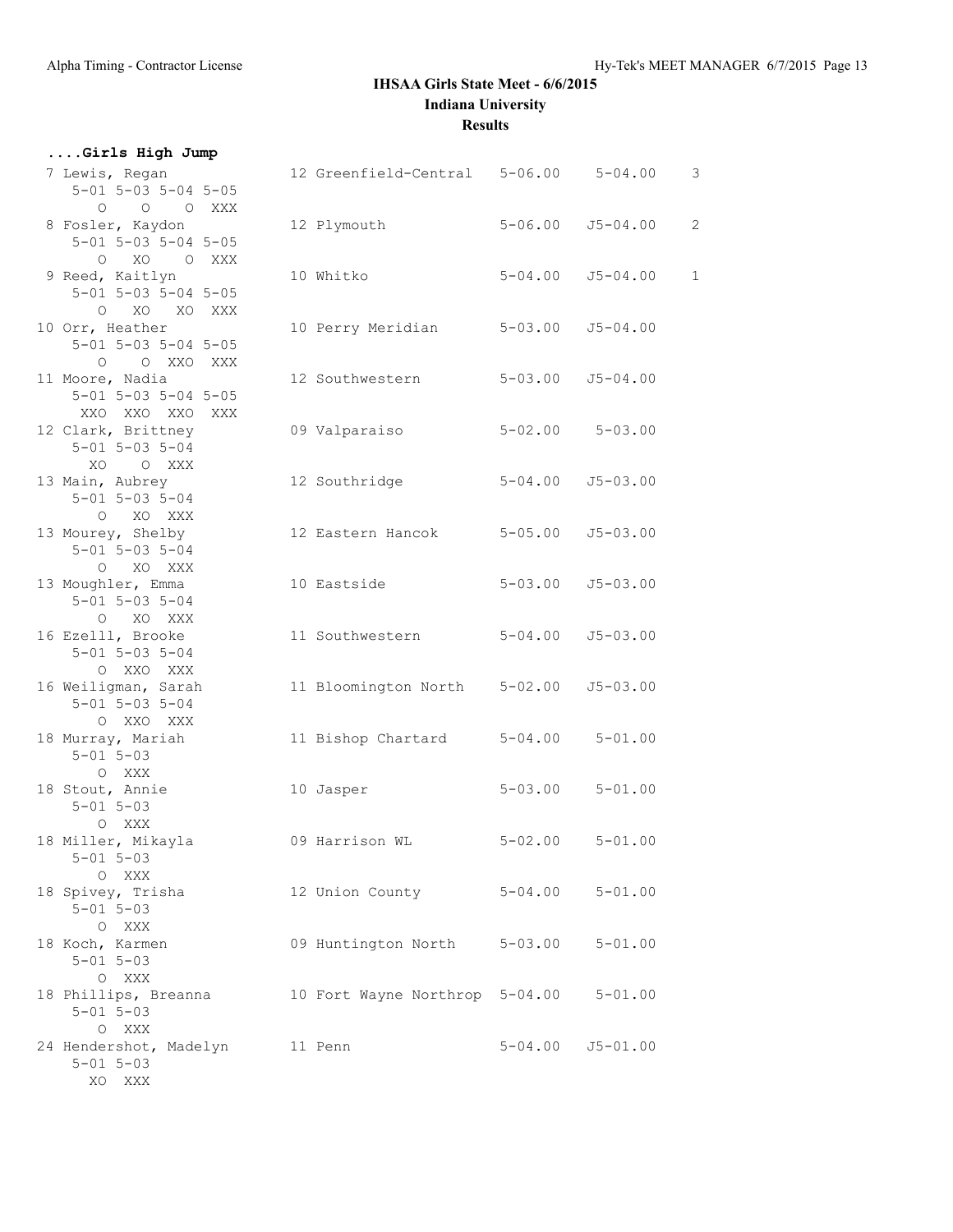# IHSAA Girls State Meet - 6/6/2015

## Indiana University

### Results

**....Girls High Jump**

```
 7 Lewis, Regan               12 Greenfield-Central    5-06.00    5-04.00    3
     5-01 5-03 5-04 5-05
        O    O    O  XXX
 8 Fosler, Kaydon             12 Plymouth              5-06.00   J5-04.00    2
     5-01 5-03 5-04 5-05
        O   XO    O  XXX
 9 Reed, Kaitlyn              10 Whitko                5-04.00   J5-04.00    1
     5-01 5-03 5-04 5-05
        O   XO   XO  XXX
10 Orr, Heather               10 Perry Meridian        5-03.00   J5-04.00
     5-01 5-03 5-04 5-05
        O    O  XXO  XXX
11 Moore, Nadia               12 Southwestern          5-03.00   J5-04.00
     5-01 5-03 5-04 5-05
      XXO  XXO  XXO  XXX
12 Clark, Brittney            09 Valparaiso            5-02.00    5-03.00
     5-01 5-03 5-04
       XO    O  XXX
13 Main, Aubrey               12 Southridge            5-04.00   J5-03.00
     5-01 5-03 5-04
        O   XO  XXX
13 Mourey, Shelby             12 Eastern Hancok        5-05.00   J5-03.00
     5-01 5-03 5-04
        O   XO  XXX
13 Moughler, Emma             10 Eastside              5-03.00   J5-03.00
     5-01 5-03 5-04
        O   XO  XXX
16 Ezelll, Brooke             11 Southwestern          5-04.00   J5-03.00
     5-01 5-03 5-04
        O  XXO  XXX
16 Weiligman, Sarah           11 Bloomington North     5-02.00   J5-03.00
     5-01 5-03 5-04
        O  XXO  XXX
18 Murray, Mariah             11 Bishop Chartard       5-04.00    5-01.00
     5-01 5-03
        O  XXX
18 Stout, Annie               10 Jasper                5-03.00    5-01.00
     5-01 5-03
        O  XXX
18 Miller, Mikayla            09 Harrison WL           5-02.00    5-01.00
     5-01 5-03
        O  XXX
18 Spivey, Trisha             12 Union County          5-04.00    5-01.00
     5-01 5-03
        O  XXX
18 Koch, Karmen               09 Huntington North      5-03.00    5-01.00
     5-01 5-03
        O  XXX
18 Phillips, Breanna          10 Fort Wayne Northrop   5-04.00    5-01.00
     5-01 5-03
        O  XXX
24 Hendershot, Madelyn        11 Penn                  5-04.00   J5-01.00
     5-01 5-03
       XO  XXX
```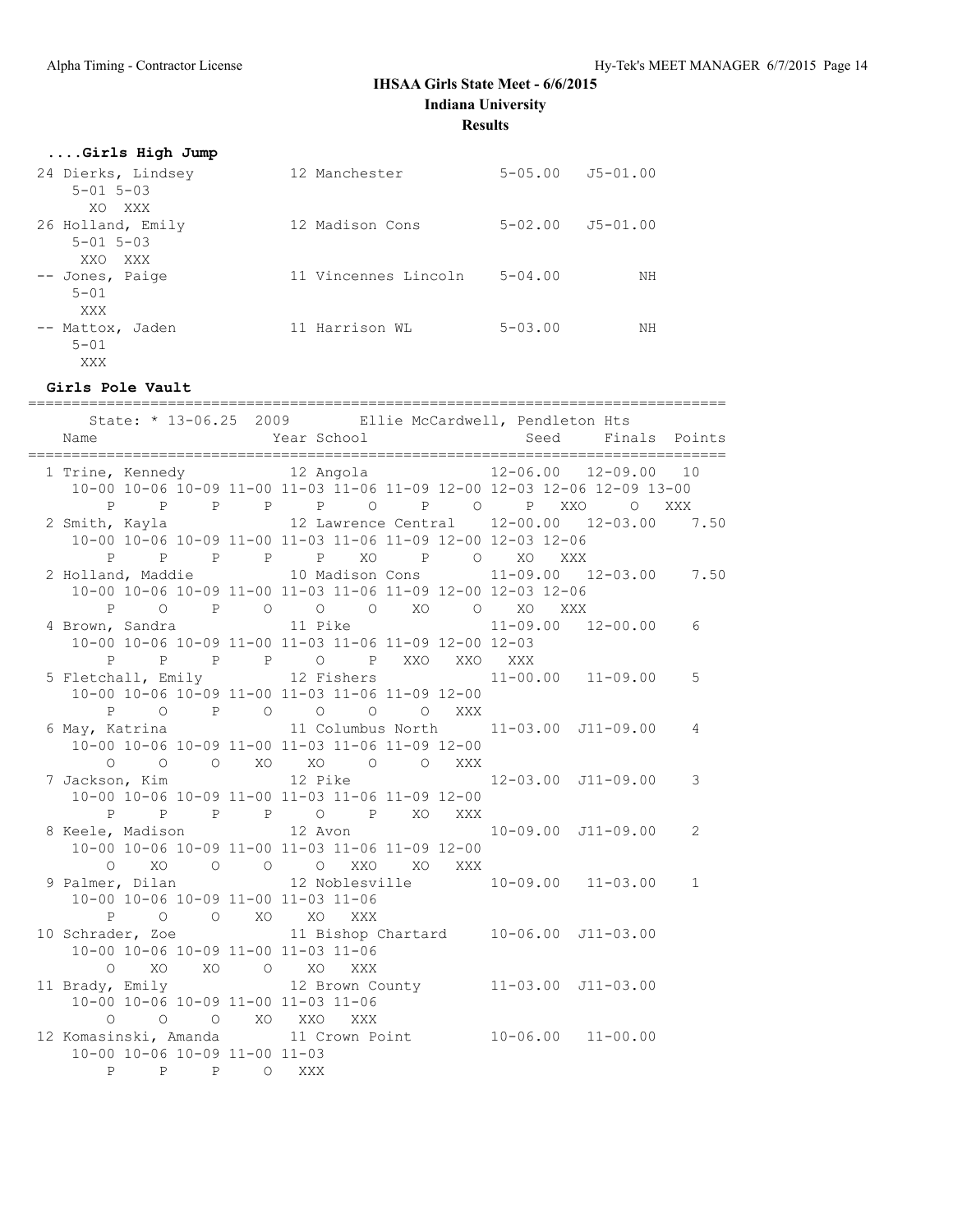**IHSAA Girls State Meet - 6/6/2015**

**Indiana University**

**Results**

### ....Girls High Jump

```
 24 Dierks, Lindsey          12 Manchester            5-05.00   J5-01.00
     5-01 5-03
       XO  XXX
 26 Holland, Emily           12 Madison Cons          5-02.00   J5-01.00
     5-01 5-03
      XXO  XXX
 -- Jones, Paige             11 Vincennes Lincoln     5-04.00         NH
     5-01
      XXX
 -- Mattox, Jaden            11 Harrison WL           5-03.00         NH
     5-01
      XXX
```

### Girls Pole Vault

```
================================================================================
      State: * 13-06.25  2009        Ellie McCardwell, Pendleton Hts
    Name                    Year School                 Seed     Finals  Points
================================================================================
  1 Trine, Kennedy           12 Angola                12-06.00   12-09.00   10
    10-00 10-06 10-09 11-00 11-03 11-06 11-09 12-00 12-03 12-06 12-09 13-00
        P     P     P     P     P     O     P     O     P   XXO     O   XXX
  2 Smith, Kayla             12 Lawrence Central      12-00.00   12-03.00    7.50
    10-00 10-06 10-09 11-00 11-03 11-06 11-09 12-00 12-03 12-06
        P     P     P     P     P    XO     P     O    XO   XXX
  2 Holland, Maddie          10 Madison Cons          11-09.00   12-03.00    7.50
    10-00 10-06 10-09 11-00 11-03 11-06 11-09 12-00 12-03 12-06
        P     O     P     O     O     O    XO     O    XO   XXX
  4 Brown, Sandra            11 Pike                  11-09.00   12-00.00    6
    10-00 10-06 10-09 11-00 11-03 11-06 11-09 12-00 12-03
        P     P     P     P     O     P   XXO   XXO   XXX
  5 Fletchall, Emily         12 Fishers               11-00.00   11-09.00    5
    10-00 10-06 10-09 11-00 11-03 11-06 11-09 12-00
        P     O     P     O     O     O     O   XXX
  6 May, Katrina             11 Columbus North        11-03.00  J11-09.00    4
    10-00 10-06 10-09 11-00 11-03 11-06 11-09 12-00
        O     O     O    XO    XO     O     O   XXX
  7 Jackson, Kim             12 Pike                  12-03.00  J11-09.00    3
    10-00 10-06 10-09 11-00 11-03 11-06 11-09 12-00
        P     P     P     P     O     P    XO   XXX
  8 Keele, Madison           12 Avon                  10-09.00  J11-09.00    2
    10-00 10-06 10-09 11-00 11-03 11-06 11-09 12-00
        O    XO     O     O     O   XXO    XO   XXX
  9 Palmer, Dilan            12 Noblesville           10-09.00   11-03.00    1
    10-00 10-06 10-09 11-00 11-03 11-06
        P     O     O    XO    XO   XXX
 10 Schrader, Zoe            11 Bishop Chartard       10-06.00  J11-03.00
    10-00 10-06 10-09 11-00 11-03 11-06
        O    XO    XO     O    XO   XXX
 11 Brady, Emily             12 Brown County          11-03.00  J11-03.00
    10-00 10-06 10-09 11-00 11-03 11-06
        O     O     O    XO   XXO   XXX
 12 Komasinski, Amanda       11 Crown Point           10-06.00   11-00.00
    10-00 10-06 10-09 11-00 11-03
        P     P     P     O   XXX
```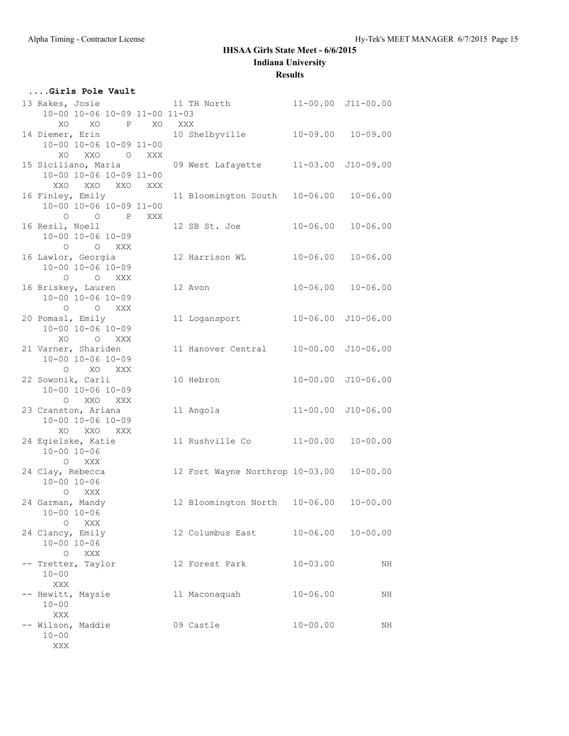# IHSAA Girls State Meet - 6/6/2015

## Indiana University

### Results

**....Girls Pole Vault**

```
13 Rakes, Josie              11 TH North             11-00.00  J11-00.00
     10-00 10-06 10-09 11-00 11-03
        XO    XO     P    XO   XXX
14 Diemer, Erin              10 Shelbyville          10-09.00   10-09.00
     10-00 10-06 10-09 11-00
        XO   XXO     O   XXX
15 Siciliano, Maria          09 West Lafayette       11-03.00  J10-09.00
     10-00 10-06 10-09 11-00
       XXO   XXO   XXO   XXX
16 Finley, Emily             11 Bloomington South    10-06.00   10-06.00
     10-00 10-06 10-09 11-00
         O     O     P   XXX
16 Resil, Noell              12 SB St. Joe           10-06.00   10-06.00
     10-00 10-06 10-09
         O     O   XXX
16 Lawlor, Georgia           12 Harrison WL          10-06.00   10-06.00
     10-00 10-06 10-09
         O     O   XXX
16 Briskey, Lauren           12 Avon                 10-06.00   10-06.00
     10-00 10-06 10-09
         O     O   XXX
20 Pomasl, Emily             11 Logansport           10-06.00  J10-06.00
     10-00 10-06 10-09
        XO     O   XXX
21 Varner, Shariden          11 Hanover Central      10-00.00  J10-06.00
     10-00 10-06 10-09
         O    XO   XXX
22 Sowonik, Carli            10 Hebron               10-00.00  J10-06.00
     10-00 10-06 10-09
         O   XXO   XXX
23 Cranston, Ariana          11 Angola               11-00.00  J10-06.00
     10-00 10-06 10-09
        XO   XXO   XXX
24 Egielske, Katie           11 Rushville Co         11-00.00   10-00.00
     10-00 10-06
         O   XXX
24 Clay, Rebecca             12 Fort Wayne Northrop 10-03.00   10-00.00
     10-00 10-06
         O   XXX
24 Garman, Mandy             12 Bloomington North    10-06.00   10-00.00
     10-00 10-06
         O   XXX
24 Clancy, Emily             12 Columbus East        10-06.00   10-00.00
     10-00 10-06
         O   XXX
-- Tretter, Taylor           12 Forest Park          10-03.00         NH
     10-00
       XXX
-- Hewitt, Maysie            11 Maconaquah           10-06.00         NH
     10-00
       XXX
-- Wilson, Maddie            09 Castle               10-00.00         NH
     10-00
       XXX
```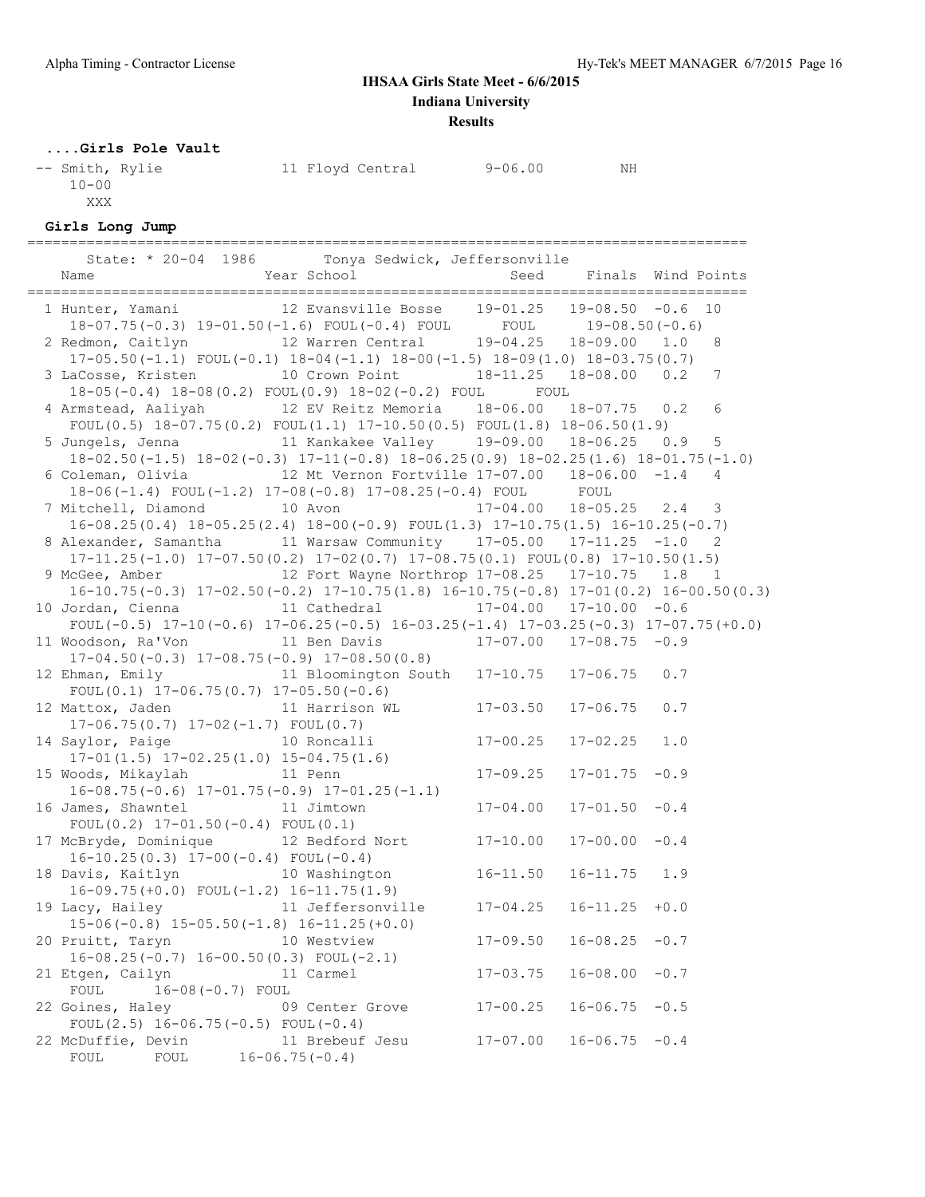# IHSAA Girls State Meet - 6/6/2015

**Indiana University**

**Results**

### ....Girls Pole Vault

```
-- Smith, Rylie              11 Floyd Central        9-06.00          NH
    10-00
      XXX
```

### Girls Long Jump

```
=================================================================================
      State: * 20-04  1986        Tonya Sedwick, Jeffersonville
    Name                    Year School                 Seed     Finals  Wind Points
=================================================================================
  1 Hunter, Yamani           12 Evansville Bosse    19-01.25   19-08.50  -0.6  10
     18-07.75(-0.3) 19-01.50(-1.6) FOUL(-0.4) FOUL      FOUL       19-08.50(-0.6)
  2 Redmon, Caitlyn          12 Warren Central      19-04.25   18-09.00   1.0   8
     17-05.50(-1.1) FOUL(-0.1) 18-04(-1.1) 18-00(-1.5) 18-09(1.0) 18-03.75(0.7)
  3 LaCosse, Kristen         10 Crown Point         18-11.25   18-08.00   0.2   7
     18-05(-0.4) 18-08(0.2) FOUL(0.9) 18-02(-0.2) FOUL      FOUL
  4 Armstead, Aaliyah        12 EV Reitz Memoria    18-06.00   18-07.75   0.2   6
     FOUL(0.5) 18-07.75(0.2) FOUL(1.1) 17-10.50(0.5) FOUL(1.8) 18-06.50(1.9)
  5 Jungels, Jenna           11 Kankakee Valley     19-09.00   18-06.25   0.9   5
     18-02.50(-1.5) 18-02(-0.3) 17-11(-0.8) 18-06.25(0.9) 18-02.25(1.6) 18-01.75(-1.0)
  6 Coleman, Olivia          12 Mt Vernon Fortville 17-07.00   18-06.00  -1.4   4
     18-06(-1.4) FOUL(-1.2) 17-08(-0.8) 17-08.25(-0.4) FOUL      FOUL
  7 Mitchell, Diamond        10 Avon                17-04.00   18-05.25   2.4   3
     16-08.25(0.4) 18-05.25(2.4) 18-00(-0.9) FOUL(1.3) 17-10.75(1.5) 16-10.25(-0.7)
  8 Alexander, Samantha      11 Warsaw Community    17-05.00   17-11.25  -1.0   2
     17-11.25(-1.0) 17-07.50(0.2) 17-02(0.7) 17-08.75(0.1) FOUL(0.8) 17-10.50(1.5)
  9 McGee, Amber             12 Fort Wayne Northrop 17-08.25   17-10.75   1.8   1
     16-10.75(-0.3) 17-02.50(-0.2) 17-10.75(1.8) 16-10.75(-0.8) 17-01(0.2) 16-00.50(0.3)
 10 Jordan, Cienna           11 Cathedral           17-04.00   17-10.00  -0.6
     FOUL(-0.5) 17-10(-0.6) 17-06.25(-0.5) 16-03.25(-1.4) 17-03.25(-0.3) 17-07.75(+0.0)
 11 Woodson, Ra'Von          11 Ben Davis           17-07.00   17-08.75  -0.9
     17-04.50(-0.3) 17-08.75(-0.9) 17-08.50(0.8)
 12 Ehman, Emily             11 Bloomington South   17-10.75   17-06.75   0.7
     FOUL(0.1) 17-06.75(0.7) 17-05.50(-0.6)
 12 Mattox, Jaden            11 Harrison WL         17-03.50   17-06.75   0.7
     17-06.75(0.7) 17-02(-1.7) FOUL(0.7)
 14 Saylor, Paige            10 Roncalli            17-00.25   17-02.25   1.0
     17-01(1.5) 17-02.25(1.0) 15-04.75(1.6)
 15 Woods, Mikaylah          11 Penn                17-09.25   17-01.75  -0.9
     16-08.75(-0.6) 17-01.75(-0.9) 17-01.25(-1.1)
 16 James, Shawntel          11 Jimtown             17-04.00   17-01.50  -0.4
     FOUL(0.2) 17-01.50(-0.4) FOUL(0.1)
 17 McBryde, Dominique       12 Bedford Nort        17-10.00   17-00.00  -0.4
     16-10.25(0.3) 17-00(-0.4) FOUL(-0.4)
 18 Davis, Kaitlyn           10 Washington          16-11.50   16-11.75   1.9
     16-09.75(+0.0) FOUL(-1.2) 16-11.75(1.9)
 19 Lacy, Hailey             11 Jeffersonville      17-04.25   16-11.25  +0.0
     15-06(-0.8) 15-05.50(-1.8) 16-11.25(+0.0)
 20 Pruitt, Taryn            10 Westview            17-09.50   16-08.25  -0.7
     16-08.25(-0.7) 16-00.50(0.3) FOUL(-2.1)
 21 Etgen, Cailyn            11 Carmel              17-03.75   16-08.00  -0.7
     FOUL      16-08(-0.7) FOUL
 22 Goines, Haley            09 Center Grove        17-00.25   16-06.75  -0.5
     FOUL(2.5) 16-06.75(-0.5) FOUL(-0.4)
 22 McDuffie, Devin          11 Brebeuf Jesu        17-07.00   16-06.75  -0.4
     FOUL      FOUL      16-06.75(-0.4)
```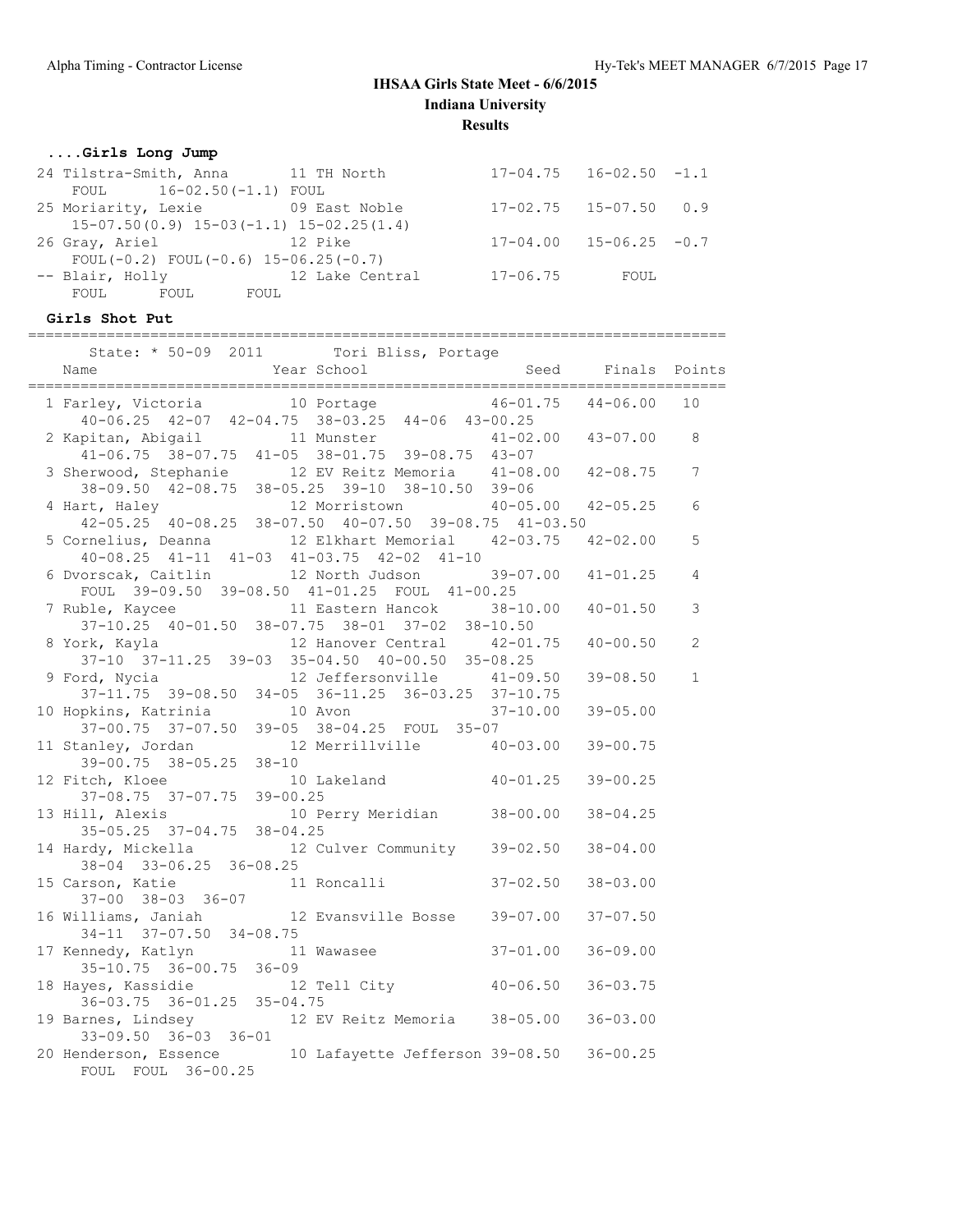## IHSAA Girls State Meet - 6/6/2015

**Indiana University**

**Results**

### ....Girls Long Jump

| Place | Name | Year | School | Seed | Finals | Wind |
|---|---|---|---|---|---|---|
| 24 | Tilstra-Smith, Anna | 11 | TH North | 17-04.75 | 16-02.50 | -1.1 |
| | FOUL 16-02.50(-1.1) FOUL | | | | | |
| 25 | Moriarity, Lexie | 09 | East Noble | 17-02.75 | 15-07.50 | 0.9 |
| | 15-07.50(0.9) 15-03(-1.1) 15-02.25(1.4) | | | | | |
| 26 | Gray, Ariel | 12 | Pike | 17-04.00 | 15-06.25 | -0.7 |
| | FOUL(-0.2) FOUL(-0.6) 15-06.25(-0.7) | | | | | |
| -- | Blair, Holly | 12 | Lake Central | 17-06.75 | FOUL | |
| | FOUL FOUL FOUL | | | | | |

### Girls Shot Put

State: * 50-09 2011 Tori Bliss, Portage

| Place | Name | Year | School | Seed | Finals | Points |
|---|---|---|---|---|---|---|
| 1 | Farley, Victoria | 10 | Portage | 46-01.75 | 44-06.00 | 10 |
| | 40-06.25 42-07 42-04.75 38-03.25 44-06 43-00.25 | | | | | |
| 2 | Kapitan, Abigail | 11 | Munster | 41-02.00 | 43-07.00 | 8 |
| | 41-06.75 38-07.75 41-05 38-01.75 39-08.75 43-07 | | | | | |
| 3 | Sherwood, Stephanie | 12 | EV Reitz Memoria | 41-08.00 | 42-08.75 | 7 |
| | 38-09.50 42-08.75 38-05.25 39-10 38-10.50 39-06 | | | | | |
| 4 | Hart, Haley | 12 | Morristown | 40-05.00 | 42-05.25 | 6 |
| | 42-05.25 40-08.25 38-07.50 40-07.50 39-08.75 41-03.50 | | | | | |
| 5 | Cornelius, Deanna | 12 | Elkhart Memorial | 42-03.75 | 42-02.00 | 5 |
| | 40-08.25 41-11 41-03 41-03.75 42-02 41-10 | | | | | |
| 6 | Dvorscak, Caitlin | 12 | North Judson | 39-07.00 | 41-01.25 | 4 |
| | FOUL 39-09.50 39-08.50 41-01.25 FOUL 41-00.25 | | | | | |
| 7 | Ruble, Kaycee | 11 | Eastern Hancok | 38-10.00 | 40-01.50 | 3 |
| | 37-10.25 40-01.50 38-07.75 38-01 37-02 38-10.50 | | | | | |
| 8 | York, Kayla | 12 | Hanover Central | 42-01.75 | 40-00.50 | 2 |
| | 37-10 37-11.25 39-03 35-04.50 40-00.50 35-08.25 | | | | | |
| 9 | Ford, Nycia | 12 | Jeffersonville | 41-09.50 | 39-08.50 | 1 |
| | 37-11.75 39-08.50 34-05 36-11.25 36-03.25 37-10.75 | | | | | |
| 10 | Hopkins, Katrinia | 10 | Avon | 37-10.00 | 39-05.00 | |
| | 37-00.75 37-07.50 39-05 38-04.25 FOUL 35-07 | | | | | |
| 11 | Stanley, Jordan | 12 | Merrillville | 40-03.00 | 39-00.75 | |
| | 39-00.75 38-05.25 38-10 | | | | | |
| 12 | Fitch, Kloee | 10 | Lakeland | 40-01.25 | 39-00.25 | |
| | 37-08.75 37-07.75 39-00.25 | | | | | |
| 13 | Hill, Alexis | 10 | Perry Meridian | 38-00.00 | 38-04.25 | |
| | 35-05.25 37-04.75 38-04.25 | | | | | |
| 14 | Hardy, Mickella | 12 | Culver Community | 39-02.50 | 38-04.00 | |
| | 38-04 33-06.25 36-08.25 | | | | | |
| 15 | Carson, Katie | 11 | Roncalli | 37-02.50 | 38-03.00 | |
| | 37-00 38-03 36-07 | | | | | |
| 16 | Williams, Janiah | 12 | Evansville Bosse | 39-07.00 | 37-07.50 | |
| | 34-11 37-07.50 34-08.75 | | | | | |
| 17 | Kennedy, Katlyn | 11 | Wawasee | 37-01.00 | 36-09.00 | |
| | 35-10.75 36-00.75 36-09 | | | | | |
| 18 | Hayes, Kassidie | 12 | Tell City | 40-06.50 | 36-03.75 | |
| | 36-03.75 36-01.25 35-04.75 | | | | | |
| 19 | Barnes, Lindsey | 12 | EV Reitz Memoria | 38-05.00 | 36-03.00 | |
| | 33-09.50 36-03 36-01 | | | | | |
| 20 | Henderson, Essence | 10 | Lafayette Jefferson | 39-08.50 | 36-00.25 | |
| | FOUL FOUL 36-00.25 | | | | | |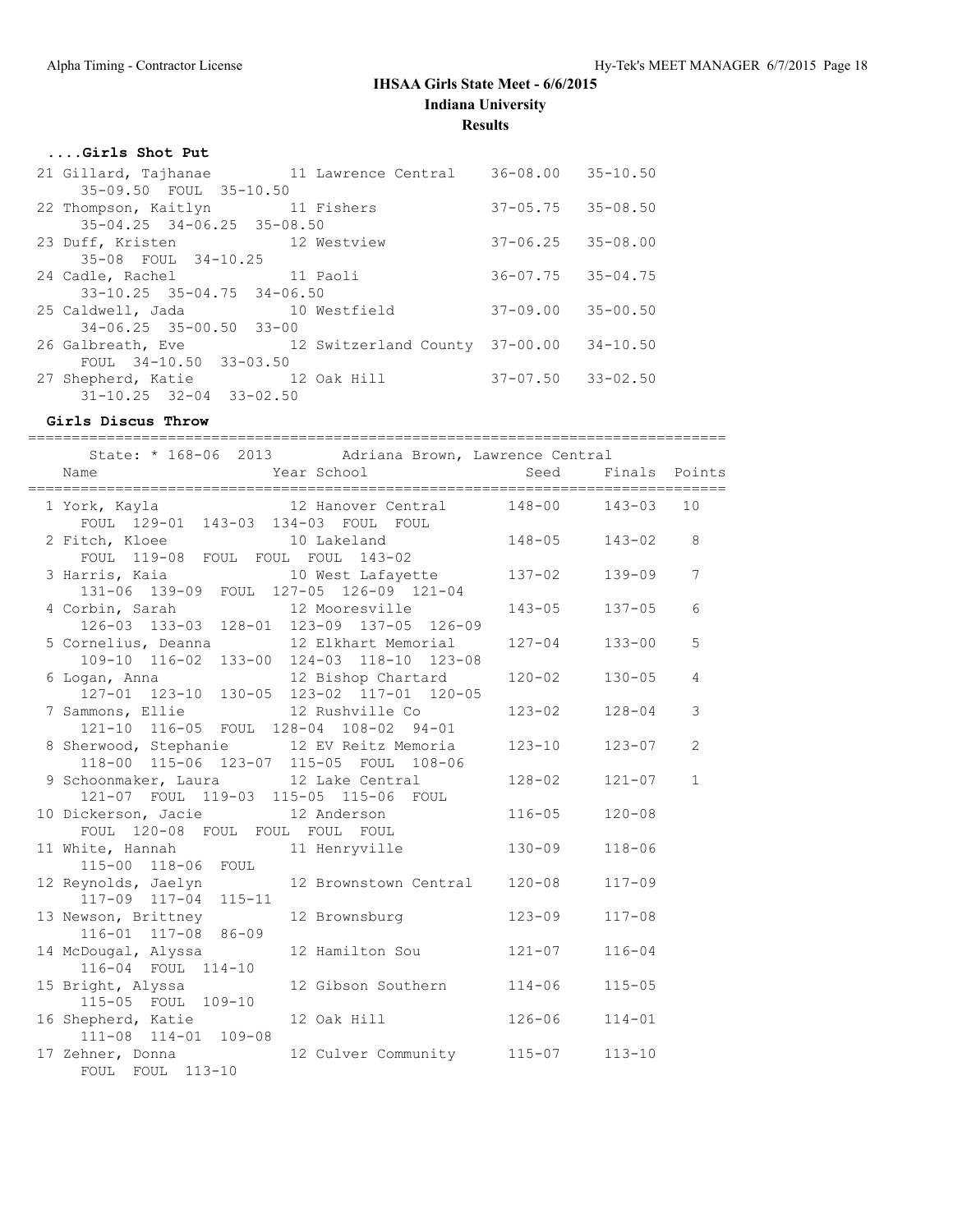# IHSAA Girls State Meet - 6/6/2015

## Indiana University

### Results

#### ....Girls Shot Put

| Place | Name | Year | School | Seed | Finals |
|---|---|---|---|---|---|
| 21 | Gillard, Tajhanae | 11 | Lawrence Central | 36-08.00 | 35-10.50 |
| | 35-09.50 FOUL 35-10.50 | | | | |
| 22 | Thompson, Kaitlyn | 11 | Fishers | 37-05.75 | 35-08.50 |
| | 35-04.25 34-06.25 35-08.50 | | | | |
| 23 | Duff, Kristen | 12 | Westview | 37-06.25 | 35-08.00 |
| | 35-08 FOUL 34-10.25 | | | | |
| 24 | Cadle, Rachel | 11 | Paoli | 36-07.75 | 35-04.75 |
| | 33-10.25 35-04.75 34-06.50 | | | | |
| 25 | Caldwell, Jada | 10 | Westfield | 37-09.00 | 35-00.50 |
| | 34-06.25 35-00.50 33-00 | | | | |
| 26 | Galbreath, Eve | 12 | Switzerland County | 37-00.00 | 34-10.50 |
| | FOUL 34-10.50 33-03.50 | | | | |
| 27 | Shepherd, Katie | 12 | Oak Hill | 37-07.50 | 33-02.50 |
| | 31-10.25 32-04 33-02.50 | | | | |

#### Girls Discus Throw

State: * 168-06 2013 Adriana Brown, Lawrence Central

| Place | Name | Year | School | Seed | Finals | Points |
|---|---|---|---|---|---|---|
| 1 | York, Kayla | 12 | Hanover Central | 148-00 | 143-03 | 10 |
| | FOUL 129-01 143-03 134-03 FOUL FOUL | | | | | |
| 2 | Fitch, Kloee | 10 | Lakeland | 148-05 | 143-02 | 8 |
| | FOUL 119-08 FOUL FOUL FOUL 143-02 | | | | | |
| 3 | Harris, Kaia | 10 | West Lafayette | 137-02 | 139-09 | 7 |
| | 131-06 139-09 FOUL 127-05 126-09 121-04 | | | | | |
| 4 | Corbin, Sarah | 12 | Mooresville | 143-05 | 137-05 | 6 |
| | 126-03 133-03 128-01 123-09 137-05 126-09 | | | | | |
| 5 | Cornelius, Deanna | 12 | Elkhart Memorial | 127-04 | 133-00 | 5 |
| | 109-10 116-02 133-00 124-03 118-10 123-08 | | | | | |
| 6 | Logan, Anna | 12 | Bishop Chartard | 120-02 | 130-05 | 4 |
| | 127-01 123-10 130-05 123-02 117-01 120-05 | | | | | |
| 7 | Sammons, Ellie | 12 | Rushville Co | 123-02 | 128-04 | 3 |
| | 121-10 116-05 FOUL 128-04 108-02 94-01 | | | | | |
| 8 | Sherwood, Stephanie | 12 | EV Reitz Memoria | 123-10 | 123-07 | 2 |
| | 118-00 115-06 123-07 115-05 FOUL 108-06 | | | | | |
| 9 | Schoonmaker, Laura | 12 | Lake Central | 128-02 | 121-07 | 1 |
| | 121-07 FOUL 119-03 115-05 115-06 FOUL | | | | | |
| 10 | Dickerson, Jacie | 12 | Anderson | 116-05 | 120-08 | |
| | FOUL 120-08 FOUL FOUL FOUL FOUL | | | | | |
| 11 | White, Hannah | 11 | Henryville | 130-09 | 118-06 | |
| | 115-00 118-06 FOUL | | | | | |
| 12 | Reynolds, Jaelyn | 12 | Brownstown Central | 120-08 | 117-09 | |
| | 117-09 117-04 115-11 | | | | | |
| 13 | Newson, Brittney | 12 | Brownsburg | 123-09 | 117-08 | |
| | 116-01 117-08 86-09 | | | | | |
| 14 | McDougal, Alyssa | 12 | Hamilton Sou | 121-07 | 116-04 | |
| | 116-04 FOUL 114-10 | | | | | |
| 15 | Bright, Alyssa | 12 | Gibson Southern | 114-06 | 115-05 | |
| | 115-05 FOUL 109-10 | | | | | |
| 16 | Shepherd, Katie | 12 | Oak Hill | 126-06 | 114-01 | |
| | 111-08 114-01 109-08 | | | | | |
| 17 | Zehner, Donna | 12 | Culver Community | 115-07 | 113-10 | |
| | FOUL FOUL 113-10 | | | | | |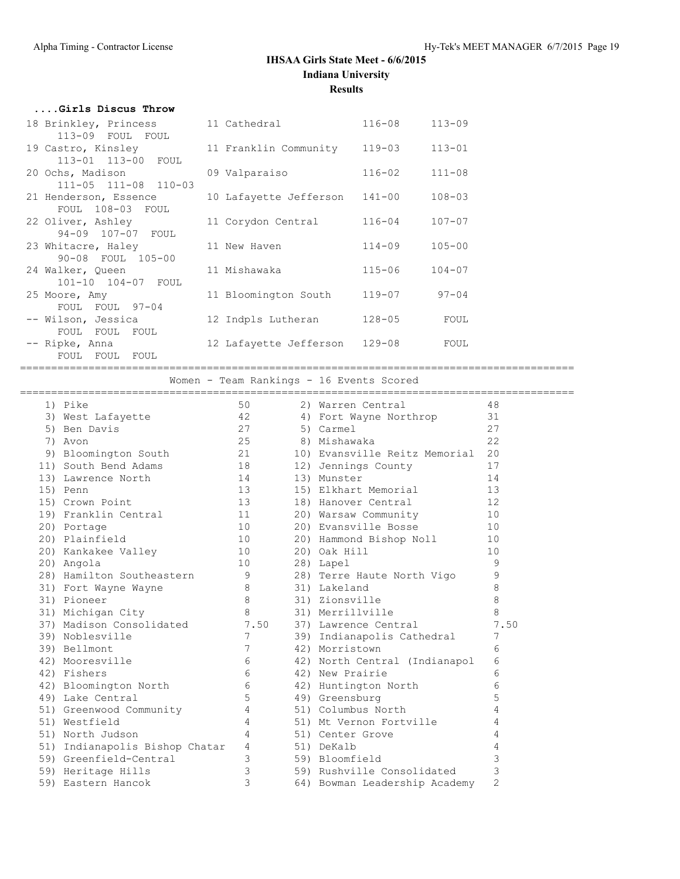# IHSAA Girls State Meet - 6/6/2015

## Indiana University

### Results

**....Girls Discus Throw**

| Place | Name | Yr | School | Seed | Finals |
|---|---|---|---|---|---|
| 18 | Brinkley, Princess | 11 | Cathedral | 116-08 | 113-09 |
| | 113-09 FOUL FOUL | | | | |
| 19 | Castro, Kinsley | 11 | Franklin Community | 119-03 | 113-01 |
| | 113-01 113-00 FOUL | | | | |
| 20 | Ochs, Madison | 09 | Valparaiso | 116-02 | 111-08 |
| | 111-05 111-08 110-03 | | | | |
| 21 | Henderson, Essence | 10 | Lafayette Jefferson | 141-00 | 108-03 |
| | FOUL 108-03 FOUL | | | | |
| 22 | Oliver, Ashley | 11 | Corydon Central | 116-04 | 107-07 |
| | 94-09 107-07 FOUL | | | | |
| 23 | Whitacre, Haley | 11 | New Haven | 114-09 | 105-00 |
| | 90-08 FOUL 105-00 | | | | |
| 24 | Walker, Queen | 11 | Mishawaka | 115-06 | 104-07 |
| | 101-10 104-07 FOUL | | | | |
| 25 | Moore, Amy | 11 | Bloomington South | 119-07 | 97-04 |
| | FOUL FOUL 97-04 | | | | |
| -- | Wilson, Jessica | 12 | Indpls Lutheran | 128-05 | FOUL |
| | FOUL FOUL FOUL | | | | |
| -- | Ripke, Anna | 12 | Lafayette Jefferson | 129-08 | FOUL |
| | FOUL FOUL FOUL | | | | |

**Women - Team Rankings - 16 Events Scored**

| Rank | Team | Points | Rank | Team | Points |
|---|---|---|---|---|---|
| 1) | Pike | 50 | 2) | Warren Central | 48 |
| 3) | West Lafayette | 42 | 4) | Fort Wayne Northrop | 31 |
| 5) | Ben Davis | 27 | 5) | Carmel | 27 |
| 7) | Avon | 25 | 8) | Mishawaka | 22 |
| 9) | Bloomington South | 21 | 10) | Evansville Reitz Memorial | 20 |
| 11) | South Bend Adams | 18 | 12) | Jennings County | 17 |
| 13) | Lawrence North | 14 | 13) | Munster | 14 |
| 15) | Penn | 13 | 15) | Elkhart Memorial | 13 |
| 15) | Crown Point | 13 | 18) | Hanover Central | 12 |
| 19) | Franklin Central | 11 | 20) | Warsaw Community | 10 |
| 20) | Portage | 10 | 20) | Evansville Bosse | 10 |
| 20) | Plainfield | 10 | 20) | Hammond Bishop Noll | 10 |
| 20) | Kankakee Valley | 10 | 20) | Oak Hill | 10 |
| 20) | Angola | 10 | 28) | Lapel | 9 |
| 28) | Hamilton Southeastern | 9 | 28) | Terre Haute North Vigo | 9 |
| 31) | Fort Wayne Wayne | 8 | 31) | Lakeland | 8 |
| 31) | Pioneer | 8 | 31) | Zionsville | 8 |
| 31) | Michigan City | 8 | 31) | Merrillville | 8 |
| 37) | Madison Consolidated | 7.50 | 37) | Lawrence Central | 7.50 |
| 39) | Noblesville | 7 | 39) | Indianapolis Cathedral | 7 |
| 39) | Bellmont | 7 | 42) | Morristown | 6 |
| 42) | Mooresville | 6 | 42) | North Central (Indianapol | 6 |
| 42) | Fishers | 6 | 42) | New Prairie | 6 |
| 42) | Bloomington North | 6 | 42) | Huntington North | 6 |
| 49) | Lake Central | 5 | 49) | Greensburg | 5 |
| 51) | Greenwood Community | 4 | 51) | Columbus North | 4 |
| 51) | Westfield | 4 | 51) | Mt Vernon Fortville | 4 |
| 51) | North Judson | 4 | 51) | Center Grove | 4 |
| 51) | Indianapolis Bishop Chatar | 4 | 51) | DeKalb | 4 |
| 59) | Greenfield-Central | 3 | 59) | Bloomfield | 3 |
| 59) | Heritage Hills | 3 | 59) | Rushville Consolidated | 3 |
| 59) | Eastern Hancock | 3 | 64) | Bowman Leadership Academy | 2 |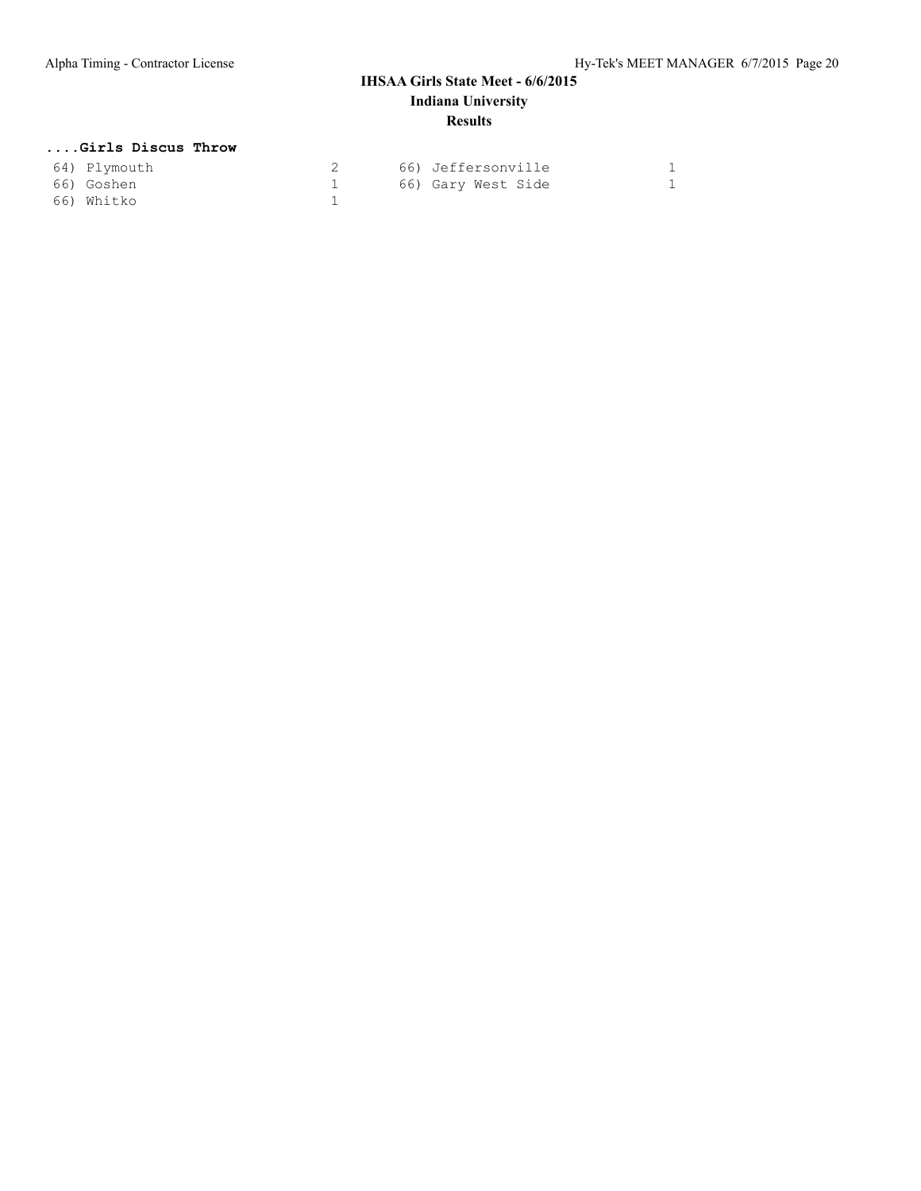#### ....Girls Discus Throw

| | | | |
|---|---|---|---|
| 64) Plymouth | 2 | 66) Jeffersonville | 1 |
| 66) Goshen | 1 | 66) Gary West Side | 1 |
| 66) Whitko | 1 | | |